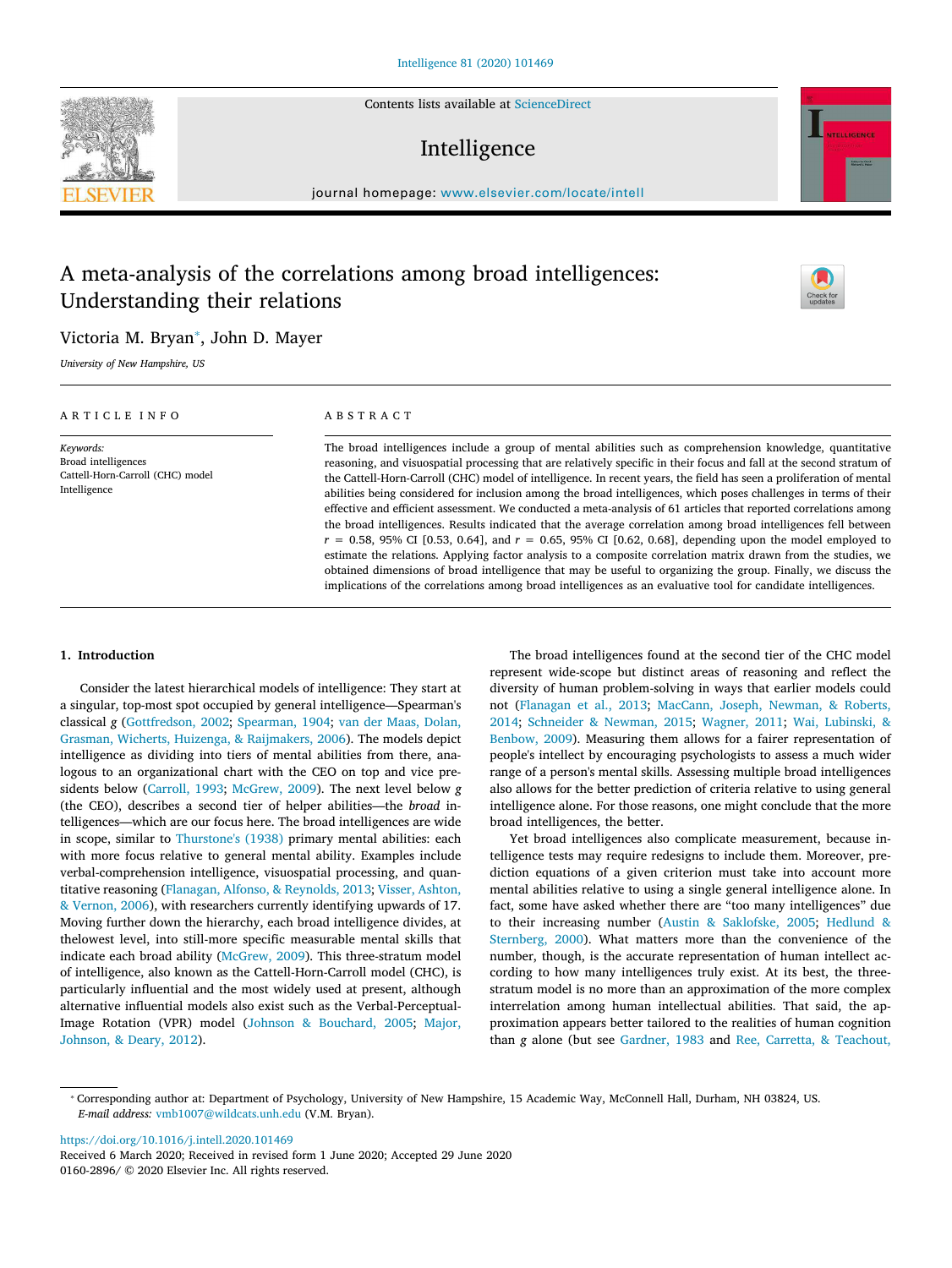# A meta-analysis of the correlations among broad intelligences: Understanding their relations

Victoria M. Bryan*, John D. Mayer

*University of New Hampshire, US*

ARTICLE INFO

*Keywords:*
Broad intelligences
Cattell-Horn-Carroll (CHC) model
Intelligence

ABSTRACT

The broad intelligences include a group of mental abilities such as comprehension knowledge, quantitative reasoning, and visuospatial processing that are relatively specific in their focus and fall at the second stratum of the Cattell-Horn-Carroll (CHC) model of intelligence. In recent years, the field has seen a proliferation of mental abilities being considered for inclusion among the broad intelligences, which poses challenges in terms of their effective and efficient assessment. We conducted a meta-analysis of 61 articles that reported correlations among the broad intelligences. Results indicated that the average correlation among broad intelligences fell between $r$ = 0.58, 95% CI [0.53, 0.64], and $r$ = 0.65, 95% CI [0.62, 0.68], depending upon the model employed to estimate the relations. Applying factor analysis to a composite correlation matrix drawn from the studies, we obtained dimensions of broad intelligence that may be useful to organizing the group. Finally, we discuss the implications of the correlations among broad intelligences as an evaluative tool for candidate intelligences.

## 1. Introduction

Consider the latest hierarchical models of intelligence: They start at a singular, top-most spot occupied by general intelligence—Spearman's classical *g* (Gottfredson, 2002; Spearman, 1904; van der Maas, Dolan, Grasman, Wicherts, Huizenga, & Raijmakers, 2006). The models depict intelligence as dividing into tiers of mental abilities from there, analogous to an organizational chart with the CEO on top and vice presidents below (Carroll, 1993; McGrew, 2009). The next level below *g* (the CEO), describes a second tier of helper abilities—the *broad* intelligences—which are our focus here. The broad intelligences are wide in scope, similar to Thurstone's (1938) primary mental abilities: each with more focus relative to general mental ability. Examples include verbal-comprehension intelligence, visuospatial processing, and quantitative reasoning (Flanagan, Alfonso, & Reynolds, 2013; Visser, Ashton, & Vernon, 2006), with researchers currently identifying upwards of 17. Moving further down the hierarchy, each broad intelligence divides, at thelowest level, into still-more specific measurable mental skills that indicate each broad ability (McGrew, 2009). This three-stratum model of intelligence, also known as the Cattell-Horn-Carroll model (CHC), is particularly influential and the most widely used at present, although alternative influential models also exist such as the Verbal-Perceptual-Image Rotation (VPR) model (Johnson & Bouchard, 2005; Major, Johnson, & Deary, 2012).

The broad intelligences found at the second tier of the CHC model represent wide-scope but distinct areas of reasoning and reflect the diversity of human problem-solving in ways that earlier models could not (Flanagan et al., 2013; MacCann, Joseph, Newman, & Roberts, 2014; Schneider & Newman, 2015; Wagner, 2011; Wai, Lubinski, & Benbow, 2009). Measuring them allows for a fairer representation of people's intellect by encouraging psychologists to assess a much wider range of a person's mental skills. Assessing multiple broad intelligences also allows for the better prediction of criteria relative to using general intelligence alone. For those reasons, one might conclude that the more broad intelligences, the better.

Yet broad intelligences also complicate measurement, because intelligence tests may require redesigns to include them. Moreover, prediction equations of a given criterion must take into account more mental abilities relative to using a single general intelligence alone. In fact, some have asked whether there are "too many intelligences" due to their increasing number (Austin & Saklofske, 2005; Hedlund & Sternberg, 2000). What matters more than the convenience of the number, though, is the accurate representation of human intellect according to how many intelligences truly exist. At its best, the three-stratum model is no more than an approximation of the more complex interrelation among human intellectual abilities. That said, the approximation appears better tailored to the realities of human cognition than *g* alone (but see Gardner, 1983 and Ree, Carretta, & Teachout,

---

* Corresponding author at: Department of Psychology, University of New Hampshire, 15 Academic Way, McConnell Hall, Durham, NH 03824, US.
*E-mail address:* vmb1007@wildcats.unh.edu (V.M. Bryan).

https://doi.org/10.1016/j.intell.2020.101469
Received 6 March 2020; Received in revised form 1 June 2020; Accepted 29 June 2020
0160-2896/ © 2020 Elsevier Inc. All rights reserved.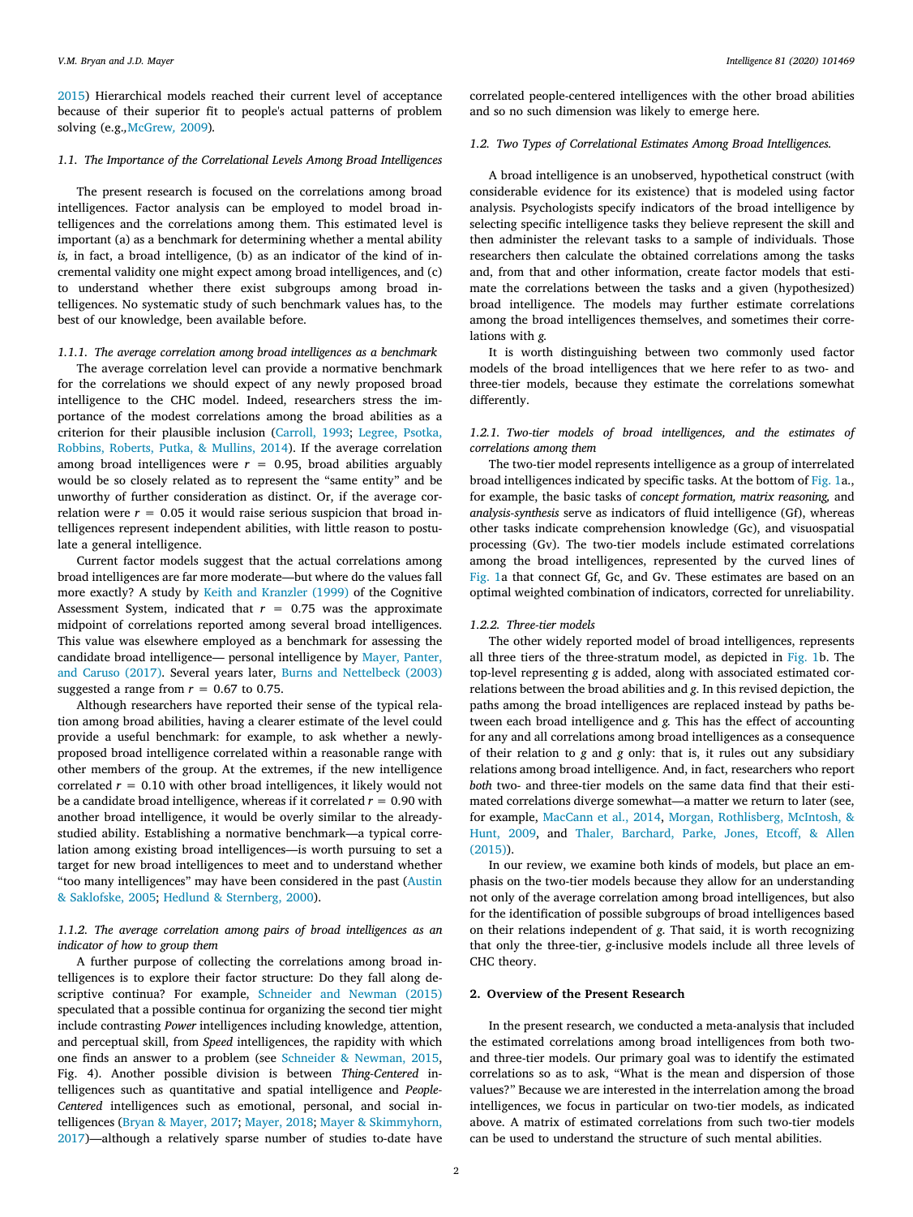2015) Hierarchical models reached their current level of acceptance because of their superior fit to people's actual patterns of problem solving (e.g., McGrew, 2009).

### 1.1. The Importance of the Correlational Levels Among Broad Intelligences

The present research is focused on the correlations among broad intelligences. Factor analysis can be employed to model broad intelligences and the correlations among them. This estimated level is important (a) as a benchmark for determining whether a mental ability *is,* in fact, a broad intelligence, (b) as an indicator of the kind of incremental validity one might expect among broad intelligences, and (c) to understand whether there exist subgroups among broad intelligences. No systematic study of such benchmark values has, to the best of our knowledge, been available before.

#### 1.1.1. The average correlation among broad intelligences as a benchmark

The average correlation level can provide a normative benchmark for the correlations we should expect of any newly proposed broad intelligence to the CHC model. Indeed, researchers stress the importance of the modest correlations among the broad abilities as a criterion for their plausible inclusion (Carroll, 1993; Legree, Psotka, Robbins, Roberts, Putka, & Mullins, 2014). If the average correlation among broad intelligences were $r = 0.95$, broad abilities arguably would be so closely related as to represent the "same entity" and be unworthy of further consideration as distinct. Or, if the average correlation were $r = 0.05$ it would raise serious suspicion that broad intelligences represent independent abilities, with little reason to postulate a general intelligence.

Current factor models suggest that the actual correlations among broad intelligences are far more moderate—but where do the values fall more exactly? A study by Keith and Kranzler (1999) of the Cognitive Assessment System, indicated that $r = 0.75$ was the approximate midpoint of correlations reported among several broad intelligences. This value was elsewhere employed as a benchmark for assessing the candidate broad intelligence— personal intelligence by Mayer, Panter, and Caruso (2017). Several years later, Burns and Nettelbeck (2003) suggested a range from $r = 0.67$ to 0.75.

Although researchers have reported their sense of the typical relation among broad abilities, having a clearer estimate of the level could provide a useful benchmark: for example, to ask whether a newly-proposed broad intelligence correlated within a reasonable range with other members of the group. At the extremes, if the new intelligence correlated $r = 0.10$ with other broad intelligences, it likely would not be a candidate broad intelligence, whereas if it correlated $r = 0.90$ with another broad intelligence, it would be overly similar to the already-studied ability. Establishing a normative benchmark—a typical correlation among existing broad intelligences—is worth pursuing to set a target for new broad intelligences to meet and to understand whether "too many intelligences" may have been considered in the past (Austin & Saklofske, 2005; Hedlund & Sternberg, 2000).

#### 1.1.2. The average correlation among pairs of broad intelligences as an indicator of how to group them

A further purpose of collecting the correlations among broad intelligences is to explore their factor structure: Do they fall along descriptive continua? For example, Schneider and Newman (2015) speculated that a possible continua for organizing the second tier might include contrasting *Power* intelligences including knowledge, attention, and perceptual skill, from *Speed* intelligences, the rapidity with which one finds an answer to a problem (see Schneider & Newman, 2015, Fig. 4). Another possible division is between *Thing-Centered* intelligences such as quantitative and spatial intelligence and *People-Centered* intelligences such as emotional, personal, and social intelligences (Bryan & Mayer, 2017; Mayer, 2018; Mayer & Skimmyhorn, 2017)—although a relatively sparse number of studies to-date have correlated people-centered intelligences with the other broad abilities and so no such dimension was likely to emerge here.

### 1.2. Two Types of Correlational Estimates Among Broad Intelligences.

A broad intelligence is an unobserved, hypothetical construct (with considerable evidence for its existence) that is modeled using factor analysis. Psychologists specify indicators of the broad intelligence by selecting specific intelligence tasks they believe represent the skill and then administer the relevant tasks to a sample of individuals. Those researchers then calculate the obtained correlations among the tasks and, from that and other information, create factor models that estimate the correlations between the tasks and a given (hypothesized) broad intelligence. The models may further estimate correlations among the broad intelligences themselves, and sometimes their correlations with *g*.

It is worth distinguishing between two commonly used factor models of the broad intelligences that we here refer to as two- and three-tier models, because they estimate the correlations somewhat differently.

#### 1.2.1. Two-tier models of broad intelligences, and the estimates of correlations among them

The two-tier model represents intelligence as a group of interrelated broad intelligences indicated by specific tasks. At the bottom of Fig. 1a., for example, the basic tasks of *concept formation, matrix reasoning,* and *analysis-synthesis* serve as indicators of fluid intelligence (Gf), whereas other tasks indicate comprehension knowledge (Gc), and visuospatial processing (Gv). The two-tier models include estimated correlations among the broad intelligences, represented by the curved lines of Fig. 1a that connect Gf, Gc, and Gv. These estimates are based on an optimal weighted combination of indicators, corrected for unreliability.

#### 1.2.2. Three-tier models

The other widely reported model of broad intelligences, represents all three tiers of the three-stratum model, as depicted in Fig. 1b. The top-level representing *g* is added, along with associated estimated correlations between the broad abilities and *g*. In this revised depiction, the paths among the broad intelligences are replaced instead by paths between each broad intelligence and *g*. This has the effect of accounting for any and all correlations among broad intelligences as a consequence of their relation to *g* and *g* only: that is, it rules out any subsidiary relations among broad intelligence. And, in fact, researchers who report *both* two- and three-tier models on the same data find that their estimated correlations diverge somewhat—a matter we return to later (see, for example, MacCann et al., 2014, Morgan, Rothlisberg, McIntosh, & Hunt, 2009, and Thaler, Barchard, Parke, Jones, Etcoff, & Allen (2015)).

In our review, we examine both kinds of models, but place an emphasis on the two-tier models because they allow for an understanding not only of the average correlation among broad intelligences, but also for the identification of possible subgroups of broad intelligences based on their relations independent of *g*. That said, it is worth recognizing that only the three-tier, *g*-inclusive models include all three levels of CHC theory.

## 2. Overview of the Present Research

In the present research, we conducted a meta-analysis that included the estimated correlations among broad intelligences from both two- and three-tier models. Our primary goal was to identify the estimated correlations so as to ask, "What is the mean and dispersion of those values?" Because we are interested in the interrelation among the broad intelligences, we focus in particular on two-tier models, as indicated above. A matrix of estimated correlations from such two-tier models can be used to understand the structure of such mental abilities.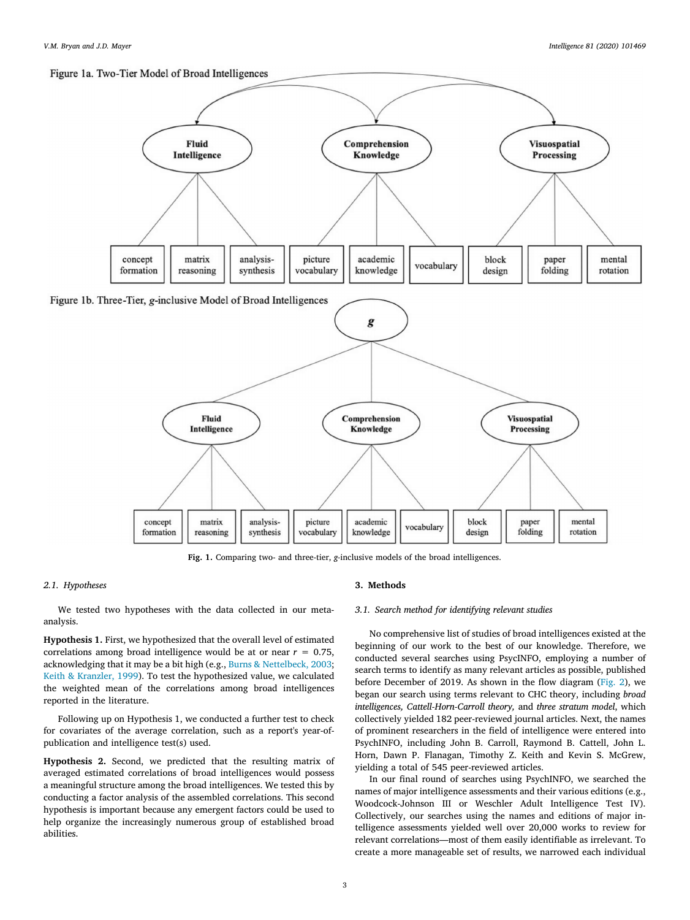Figure 1a. Two-Tier Model of Broad Intelligences

Figure 1b. Three-Tier, *g*-inclusive Model of Broad Intelligences

**Fig. 1.** Comparing two- and three-tier, *g*-inclusive models of the broad intelligences.

### 2.1. Hypotheses

We tested two hypotheses with the data collected in our meta-analysis.

**Hypothesis 1.** First, we hypothesized that the overall level of estimated correlations among broad intelligence would be at or near $r = 0.75$, acknowledging that it may be a bit high (e.g., Burns & Nettelbeck, 2003; Keith & Kranzler, 1999). To test the hypothesized value, we calculated the weighted mean of the correlations among broad intelligences reported in the literature.

Following up on Hypothesis 1, we conducted a further test to check for covariates of the average correlation, such as a report's year-of-publication and intelligence test(s) used.

**Hypothesis 2.** Second, we predicted that the resulting matrix of averaged estimated correlations of broad intelligences would possess a meaningful structure among the broad intelligences. We tested this by conducting a factor analysis of the assembled correlations. This second hypothesis is important because any emergent factors could be used to help organize the increasingly numerous group of established broad abilities.

## 3. Methods

### 3.1. Search method for identifying relevant studies

No comprehensive list of studies of broad intelligences existed at the beginning of our work to the best of our knowledge. Therefore, we conducted several searches using PsycINFO, employing a number of search terms to identify as many relevant articles as possible, published before December of 2019. As shown in the flow diagram (Fig. 2), we began our search using terms relevant to CHC theory, including *broad intelligences, Cattell-Horn-Carroll theory,* and *three stratum model*, which collectively yielded 182 peer-reviewed journal articles. Next, the names of prominent researchers in the field of intelligence were entered into PsychINFO, including John B. Carroll, Raymond B. Cattell, John L. Horn, Dawn P. Flanagan, Timothy Z. Keith and Kevin S. McGrew, yielding a total of 545 peer-reviewed articles.

In our final round of searches using PsychINFO, we searched the names of major intelligence assessments and their various editions (e.g., Woodcock-Johnson III or Weschler Adult Intelligence Test IV). Collectively, our searches using the names and editions of major intelligence assessments yielded well over 20,000 works to review for relevant correlations—most of them easily identifiable as irrelevant. To create a more manageable set of results, we narrowed each individual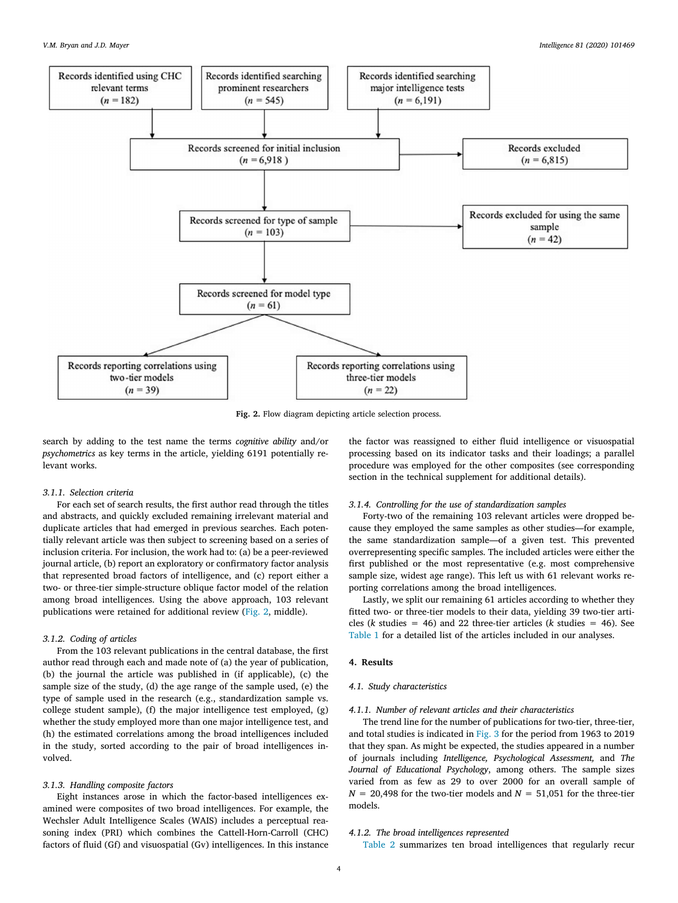Records identified using CHC relevant terms ($n$ = 182)

Records identified searching prominent researchers ($n$ = 545)

Records identified searching major intelligence tests ($n$ = 6,191)

Records screened for initial inclusion ($n$ = 6,918)

Records excluded ($n$ = 6,815)

Records screened for type of sample ($n$ = 103)

Records excluded for using the same sample ($n$ = 42)

Records screened for model type ($n$ = 61)

Records reporting correlations using two-tier models ($n$ = 39)

Records reporting correlations using three-tier models ($n$ = 22)

**Fig. 2.** Flow diagram depicting article selection process.

search by adding to the test name the terms *cognitive ability* and/or *psychometrics* as key terms in the article, yielding 6191 potentially relevant works.

#### 3.1.1. Selection criteria

For each set of search results, the first author read through the titles and abstracts, and quickly excluded remaining irrelevant material and duplicate articles that had emerged in previous searches. Each potentially relevant article was then subject to screening based on a series of inclusion criteria. For inclusion, the work had to: (a) be a peer-reviewed journal article, (b) report an exploratory or confirmatory factor analysis that represented broad factors of intelligence, and (c) report either a two- or three-tier simple-structure oblique factor model of the relation among broad intelligences. Using the above approach, 103 relevant publications were retained for additional review (Fig. 2, middle).

#### 3.1.2. Coding of articles

From the 103 relevant publications in the central database, the first author read through each and made note of (a) the year of publication, (b) the journal the article was published in (if applicable), (c) the sample size of the study, (d) the age range of the sample used, (e) the type of sample used in the research (e.g., standardization sample vs. college student sample), (f) the major intelligence test employed, (g) whether the study employed more than one major intelligence test, and (h) the estimated correlations among the broad intelligences included in the study, sorted according to the pair of broad intelligences involved.

#### 3.1.3. Handling composite factors

Eight instances arose in which the factor-based intelligences examined were composites of two broad intelligences. For example, the Wechsler Adult Intelligence Scales (WAIS) includes a perceptual reasoning index (PRI) which combines the Cattell-Horn-Carroll (CHC) factors of fluid (Gf) and visuospatial (Gv) intelligences. In this instance the factor was reassigned to either fluid intelligence or visuospatial processing based on its indicator tasks and their loadings; a parallel procedure was employed for the other composites (see corresponding section in the technical supplement for additional details).

#### 3.1.4. Controlling for the use of standardization samples

Forty-two of the remaining 103 relevant articles were dropped because they employed the same samples as other studies—for example, the same standardization sample—of a given test. This prevented overrepresenting specific samples. The included articles were either the first published or the most representative (e.g. most comprehensive sample size, widest age range). This left us with 61 relevant works reporting correlations among the broad intelligences.

Lastly, we split our remaining 61 articles according to whether they fitted two- or three-tier models to their data, yielding 39 two-tier articles ($k$ studies = 46) and 22 three-tier articles ($k$ studies = 46). See Table 1 for a detailed list of the articles included in our analyses.

## 4. Results

### 4.1. Study characteristics

#### 4.1.1. Number of relevant articles and their characteristics

The trend line for the number of publications for two-tier, three-tier, and total studies is indicated in Fig. 3 for the period from 1963 to 2019 that they span. As might be expected, the studies appeared in a number of journals including *Intelligence, Psychological Assessment,* and *The Journal of Educational Psychology*, among others. The sample sizes varied from as few as 29 to over 2000 for an overall sample of $N$ = 20,498 for the two-tier models and $N$ = 51,051 for the three-tier models.

#### 4.1.2. The broad intelligences represented

Table 2 summarizes ten broad intelligences that regularly recur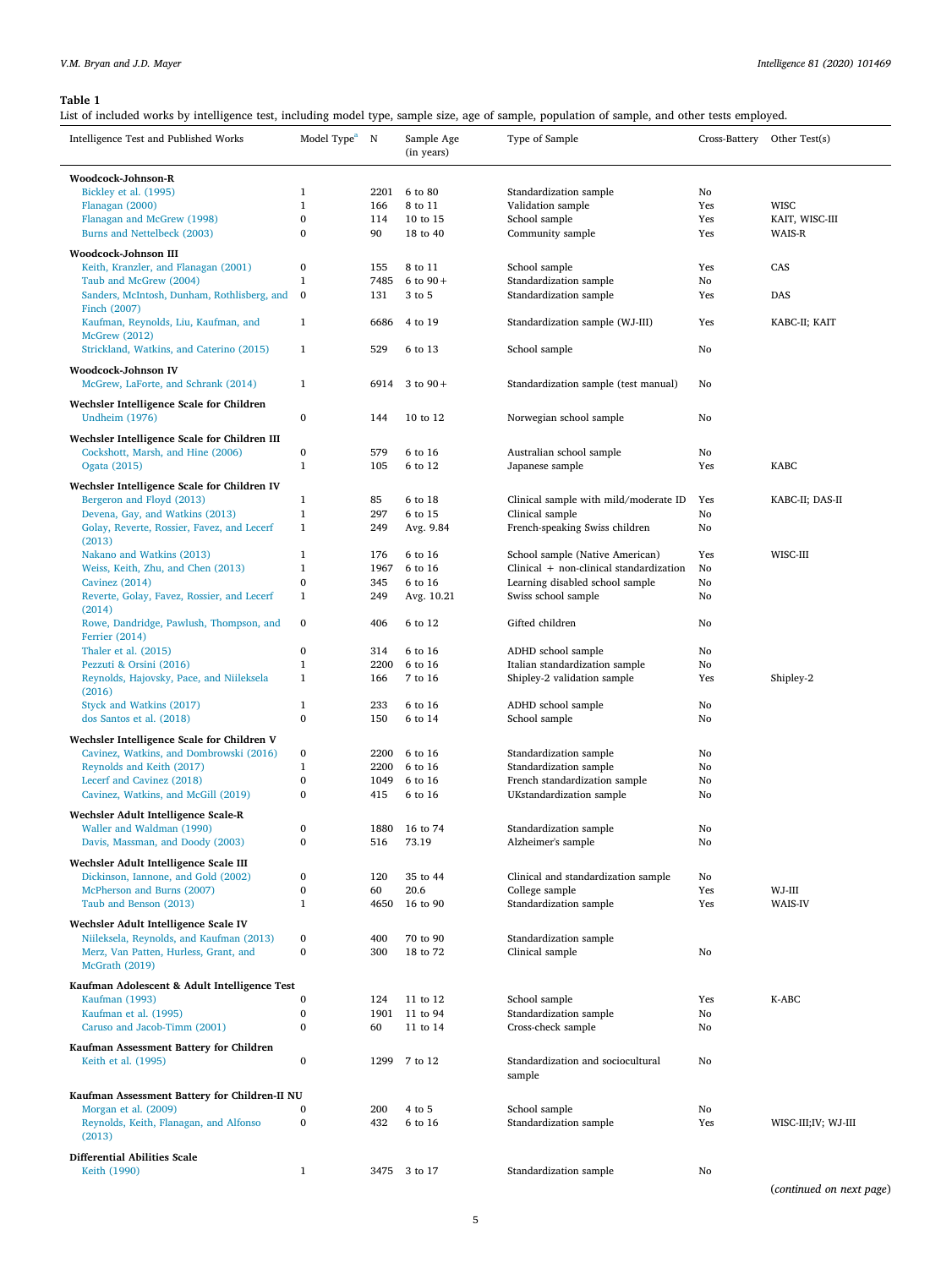**Table 1**
List of included works by intelligence test, including model type, sample size, age of sample, population of sample, and other tests employed.

| Intelligence Test and Published Works | Model Type[a] | N | Sample Age (in years) | Type of Sample | Cross-Battery | Other Test(s) |
|---|---|---|---|---|---|---|
| **Woodcock-Johnson-R** | | | | | | |
| Bickley et al. (1995) | 1 | 2201 | 6 to 80 | Standardization sample | No | |
| Flanagan (2000) | 1 | 166 | 8 to 11 | Validation sample | Yes | WISC |
| Flanagan and McGrew (1998) | 0 | 114 | 10 to 15 | School sample | Yes | KAIT, WISC-III |
| Burns and Nettelbeck (2003) | 0 | 90 | 18 to 40 | Community sample | Yes | WAIS-R |
| **Woodcock-Johnson III** | | | | | | |
| Keith, Kranzler, and Flanagan (2001) | 0 | 155 | 8 to 11 | School sample | Yes | CAS |
| Taub and McGrew (2004) | 1 | 7485 | 6 to 90+ | Standardization sample | No | |
| Sanders, McIntosh, Dunham, Rothlisberg, and Finch (2007) | 0 | 131 | 3 to 5 | Standardization sample | Yes | DAS |
| Kaufman, Reynolds, Liu, Kaufman, and McGrew (2012) | 1 | 6686 | 4 to 19 | Standardization sample (WJ-III) | Yes | KABC-II; KAIT |
| Strickland, Watkins, and Caterino (2015) | 1 | 529 | 6 to 13 | School sample | No | |
| **Woodcock-Johnson IV** | | | | | | |
| McGrew, LaForte, and Schrank (2014) | 1 | 6914 | 3 to 90+ | Standardization sample (test manual) | No | |
| **Wechsler Intelligence Scale for Children** | | | | | | |
| Undheim (1976) | 0 | 144 | 10 to 12 | Norwegian school sample | No | |
| **Wechsler Intelligence Scale for Children III** | | | | | | |
| Cockshott, Marsh, and Hine (2006) | 0 | 579 | 6 to 16 | Australian school sample | No | |
| Ogata (2015) | 1 | 105 | 6 to 12 | Japanese sample | Yes | KABC |
| **Wechsler Intelligence Scale for Children IV** | | | | | | |
| Bergeron and Floyd (2013) | 1 | 85 | 6 to 18 | Clinical sample with mild/moderate ID | Yes | KABC-II; DAS-II |
| Devena, Gay, and Watkins (2013) | 1 | 297 | 6 to 15 | Clinical sample | No | |
| Golay, Reverte, Rossier, Favez, and Lecerf (2013) | 1 | 249 | Avg. 9.84 | French-speaking Swiss children | No | |
| Nakano and Watkins (2013) | 1 | 176 | 6 to 16 | School sample (Native American) | Yes | WISC-III |
| Weiss, Keith, Zhu, and Chen (2013) | 1 | 1967 | 6 to 16 | Clinical + non-clinical standardization | No | |
| Cavinez (2014) | 0 | 345 | 6 to 16 | Learning disabled school sample | No | |
| Reverte, Golay, Favez, Rossier, and Lecerf (2014) | 1 | 249 | Avg. 10.21 | Swiss school sample | No | |
| Rowe, Dandridge, Pawlush, Thompson, and Ferrier (2014) | 0 | 406 | 6 to 12 | Gifted children | No | |
| Thaler et al. (2015) | 0 | 314 | 6 to 16 | ADHD school sample | No | |
| Pezzuti & Orsini (2016) | 1 | 2200 | 6 to 16 | Italian standardization sample | No | |
| Reynolds, Hajovsky, Pace, and Niileksela (2016) | 1 | 166 | 7 to 16 | Shipley-2 validation sample | Yes | Shipley-2 |
| Styck and Watkins (2017) | 1 | 233 | 6 to 16 | ADHD school sample | No | |
| dos Santos et al. (2018) | 0 | 150 | 6 to 14 | School sample | No | |
| **Wechsler Intelligence Scale for Children V** | | | | | | |
| Cavinez, Watkins, and Dombrowski (2016) | 0 | 2200 | 6 to 16 | Standardization sample | No | |
| Reynolds and Keith (2017) | 1 | 2200 | 6 to 16 | Standardization sample | No | |
| Lecerf and Cavinez (2018) | 0 | 1049 | 6 to 16 | French standardization sample | No | |
| Cavinez, Watkins, and McGill (2019) | 0 | 415 | 6 to 16 | UKstandardization sample | No | |
| **Wechsler Adult Intelligence Scale-R** | | | | | | |
| Waller and Waldman (1990) | 0 | 1880 | 16 to 74 | Standardization sample | No | |
| Davis, Massman, and Doody (2003) | 0 | 516 | 73.19 | Alzheimer's sample | No | |
| **Wechsler Adult Intelligence Scale III** | | | | | | |
| Dickinson, Iannone, and Gold (2002) | 0 | 120 | 35 to 44 | Clinical and standardization sample | No | |
| McPherson and Burns (2007) | 0 | 60 | 20.6 | College sample | Yes | WJ-III |
| Taub and Benson (2013) | 1 | 4650 | 16 to 90 | Standardization sample | Yes | WAIS-IV |
| **Wechsler Adult Intelligence Scale IV** | | | | | | |
| Niileksela, Reynolds, and Kaufman (2013) | 0 | 400 | 70 to 90 | Standardization sample | | |
| Merz, Van Patten, Hurless, Grant, and McGrath (2019) | 0 | 300 | 18 to 72 | Clinical sample | No | |
| **Kaufman Adolescent & Adult Intelligence Test** | | | | | | |
| Kaufman (1993) | 0 | 124 | 11 to 12 | School sample | Yes | K-ABC |
| Kaufman et al. (1995) | 0 | 1901 | 11 to 94 | Standardization sample | No | |
| Caruso and Jacob-Timm (2001) | 0 | 60 | 11 to 14 | Cross-check sample | No | |
| **Kaufman Assessment Battery for Children** | | | | | | |
| Keith et al. (1995) | 0 | 1299 | 7 to 12 | Standardization and sociocultural sample | No | |
| **Kaufman Assessment Battery for Children-II NU** | | | | | | |
| Morgan et al. (2009) | 0 | 200 | 4 to 5 | School sample | No | |
| Reynolds, Keith, Flanagan, and Alfonso (2013) | 0 | 432 | 6 to 16 | Standardization sample | Yes | WISC-III;IV; WJ-III |
| **Differential Abilities Scale** | | | | | | |
| Keith (1990) | 1 | 3475 | 3 to 17 | Standardization sample | No | |

(*continued on next page*)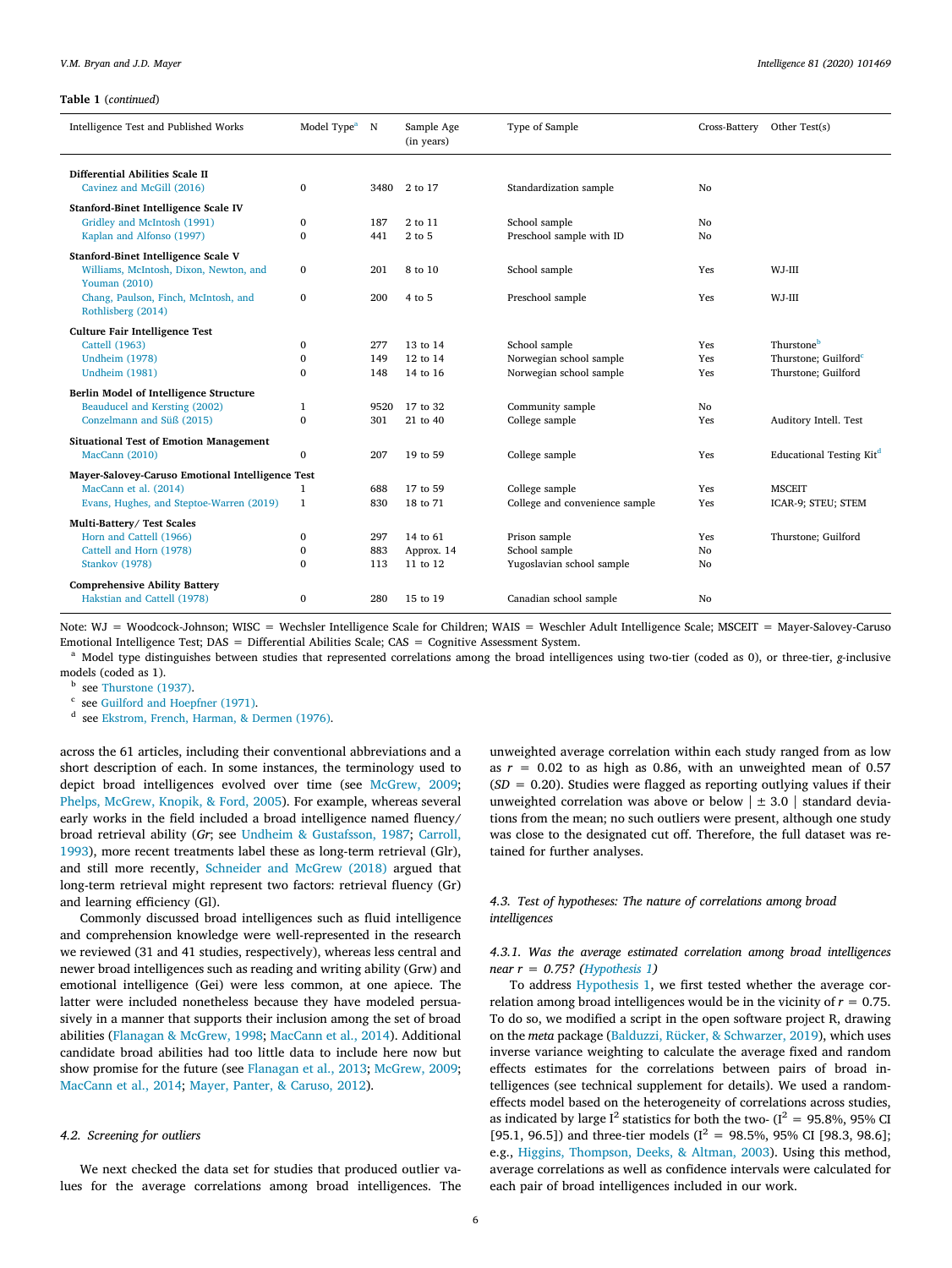**Table 1** (*continued*)

| Intelligence Test and Published Works | Model Type[a] | N | Sample Age (in years) | Type of Sample | Cross-Battery | Other Test(s) |
|---|---|---|---|---|---|---|
| **Differential Abilities Scale II** | | | | | | |
| Cavinez and McGill (2016) | 0 | 3480 | 2 to 17 | Standardization sample | No | |
| **Stanford-Binet Intelligence Scale IV** | | | | | | |
| Gridley and McIntosh (1991) | 0 | 187 | 2 to 11 | School sample | No | |
| Kaplan and Alfonso (1997) | 0 | 441 | 2 to 5 | Preschool sample with ID | No | |
| **Stanford-Binet Intelligence Scale V** | | | | | | |
| Williams, McIntosh, Dixon, Newton, and Youman (2010) | 0 | 201 | 8 to 10 | School sample | Yes | WJ-III |
| Chang, Paulson, Finch, McIntosh, and Rothlisberg (2014) | 0 | 200 | 4 to 5 | Preschool sample | Yes | WJ-III |
| **Culture Fair Intelligence Test** | | | | | | |
| Cattell (1963) | 0 | 277 | 13 to 14 | School sample | Yes | Thurstone[b] |
| Undheim (1978) | 0 | 149 | 12 to 14 | Norwegian school sample | Yes | Thurstone; Guilford[c] |
| Undheim (1981) | 0 | 148 | 14 to 16 | Norwegian school sample | Yes | Thurstone; Guilford |
| **Berlin Model of Intelligence Structure** | | | | | | |
| Beauducel and Kersting (2002) | 1 | 9520 | 17 to 32 | Community sample | No | |
| Conzelmann and Süß (2015) | 0 | 301 | 21 to 40 | College sample | Yes | Auditory Intell. Test |
| **Situational Test of Emotion Management** | | | | | | |
| MacCann (2010) | 0 | 207 | 19 to 59 | College sample | Yes | Educational Testing Kit[d] |
| **Mayer-Salovey-Caruso Emotional Intelligence Test** | | | | | | |
| MacCann et al. (2014) | 1 | 688 | 17 to 59 | College sample | Yes | MSCEIT |
| Evans, Hughes, and Steptoe-Warren (2019) | 1 | 830 | 18 to 71 | College and convenience sample | Yes | ICAR-9; STEU; STEM |
| **Multi-Battery/ Test Scales** | | | | | | |
| Horn and Cattell (1966) | 0 | 297 | 14 to 61 | Prison sample | Yes | Thurstone; Guilford |
| Cattell and Horn (1978) | 0 | 883 | Approx. 14 | School sample | No | |
| Stankov (1978) | 0 | 113 | 11 to 12 | Yugoslavian school sample | No | |
| **Comprehensive Ability Battery** | | | | | | |
| Hakstian and Cattell (1978) | 0 | 280 | 15 to 19 | Canadian school sample | No | |

Note: WJ = Woodcock-Johnson; WISC = Wechsler Intelligence Scale for Children; WAIS = Weschler Adult Intelligence Scale; MSCEIT = Mayer-Salovey-Caruso Emotional Intelligence Test; DAS = Differential Abilities Scale; CAS = Cognitive Assessment System.

[a] Model type distinguishes between studies that represented correlations among the broad intelligences using two-tier (coded as 0), or three-tier, *g*-inclusive models (coded as 1).

[b] see Thurstone (1937).

[c] see Guilford and Hoepfner (1971).

[d] see Ekstrom, French, Harman, & Dermen (1976).

across the 61 articles, including their conventional abbreviations and a short description of each. In some instances, the terminology used to depict broad intelligences evolved over time (see McGrew, 2009; Phelps, McGrew, Knopik, & Ford, 2005). For example, whereas several early works in the field included a broad intelligence named fluency/ broad retrieval ability (*Gr*; see Undheim & Gustafsson, 1987; Carroll, 1993), more recent treatments label these as long-term retrieval (Glr), and still more recently, Schneider and McGrew (2018) argued that long-term retrieval might represent two factors: retrieval fluency (Gr) and learning efficiency (Gl).

Commonly discussed broad intelligences such as fluid intelligence and comprehension knowledge were well-represented in the research we reviewed (31 and 41 studies, respectively), whereas less central and newer broad intelligences such as reading and writing ability (Grw) and emotional intelligence (Gei) were less common, at one apiece. The latter were included nonetheless because they have modeled persuasively in a manner that supports their inclusion among the set of broad abilities (Flanagan & McGrew, 1998; MacCann et al., 2014). Additional candidate broad abilities had too little data to include here now but show promise for the future (see Flanagan et al., 2013; McGrew, 2009; MacCann et al., 2014; Mayer, Panter, & Caruso, 2012).

### 4.2. Screening for outliers

We next checked the data set for studies that produced outlier values for the average correlations among broad intelligences. The unweighted average correlation within each study ranged from as low as $r = 0.02$ to as high as 0.86, with an unweighted mean of 0.57 ($SD = 0.20$). Studies were flagged as reporting outlying values if their unweighted correlation was above or below $|\pm 3.0|$ standard deviations from the mean; no such outliers were present, although one study was close to the designated cut off. Therefore, the full dataset was retained for further analyses.

### 4.3. Test of hypotheses: The nature of correlations among broad intelligences

#### 4.3.1. Was the average estimated correlation among broad intelligences near r = 0.75? (Hypothesis 1)

To address Hypothesis 1, we first tested whether the average correlation among broad intelligences would be in the vicinity of $r = 0.75$. To do so, we modified a script in the open software project R, drawing on the *meta* package (Balduzzi, Rücker, & Schwarzer, 2019), which uses inverse variance weighting to calculate the average fixed and random effects estimates for the correlations between pairs of broad intelligences (see technical supplement for details). We used a random-effects model based on the heterogeneity of correlations across studies, as indicated by large $I^2$ statistics for both the two- ($I^2 = 95.8\%$, 95% CI [95.1, 96.5]) and three-tier models ($I^2 = 98.5\%$, 95% CI [98.3, 98.6]; e.g., Higgins, Thompson, Deeks, & Altman, 2003). Using this method, average correlations as well as confidence intervals were calculated for each pair of broad intelligences included in our work.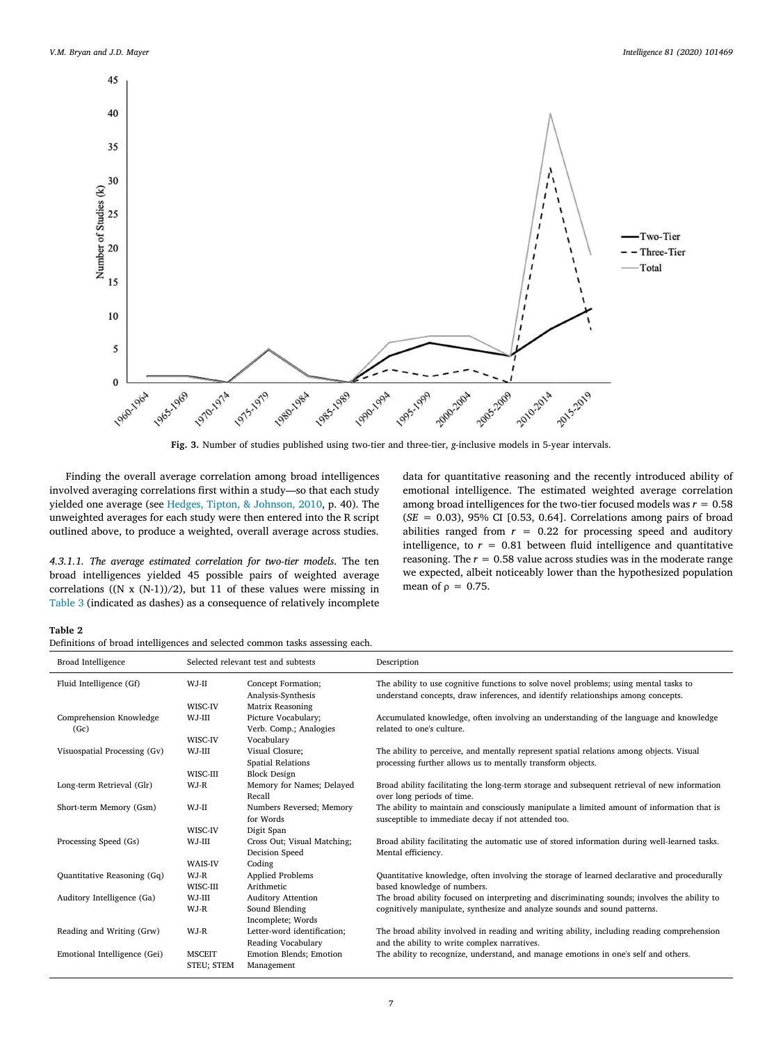Fig. 3. Number of studies published using two-tier and three-tier, *g*-inclusive models in 5-year intervals.

Finding the overall average correlation among broad intelligences involved averaging correlations first within a study—so that each study yielded one average (see Hedges, Tipton, & Johnson, 2010, p. 40). The unweighted averages for each study were then entered into the R script outlined above, to produce a weighted, overall average across studies.

*4.3.1.1. The average estimated correlation for two-tier models.* The ten broad intelligences yielded 45 possible pairs of weighted average correlations ((N x (N-1))/2), but 11 of these values were missing in Table 3 (indicated as dashes) as a consequence of relatively incomplete data for quantitative reasoning and the recently introduced ability of emotional intelligence. The estimated weighted average correlation among broad intelligences for the two-tier focused models was $r = 0.58$ ($SE = 0.03$), 95% CI [0.53, 0.64]. Correlations among pairs of broad abilities ranged from $r = 0.22$ for processing speed and auditory intelligence, to $r = 0.81$ between fluid intelligence and quantitative reasoning. The $r = 0.58$ value across studies was in the moderate range we expected, albeit noticeably lower than the hypothesized population mean of $\rho = 0.75$.

**Table 2**
Definitions of broad intelligences and selected common tasks assessing each.

| Broad Intelligence | Selected relevant test and subtests | | Description |
|---|---|---|---|
| Fluid Intelligence (Gf) | WJ-II | Concept Formation; Analysis-Synthesis | The ability to use cognitive functions to solve novel problems; using mental tasks to understand concepts, draw inferences, and identify relationships among concepts. |
| | WISC-IV | Matrix Reasoning | |
| Comprehension Knowledge (Gc) | WJ-III | Picture Vocabulary; Verb. Comp.; Analogies | Accumulated knowledge, often involving an understanding of the language and knowledge related to one's culture. |
| | WISC-IV | Vocabulary | |
| Visuospatial Processing (Gv) | WJ-III | Visual Closure; Spatial Relations | The ability to perceive, and mentally represent spatial relations among objects. Visual processing further allows us to mentally transform objects. |
| | WISC-III | Block Design | |
| Long-term Retrieval (Glr) | WJ-R | Memory for Names; Delayed Recall | Broad ability facilitating the long-term storage and subsequent retrieval of new information over long periods of time. |
| Short-term Memory (Gsm) | WJ-II | Numbers Reversed; Memory for Words | The ability to maintain and consciously manipulate a limited amount of information that is susceptible to immediate decay if not attended too. |
| | WISC-IV | Digit Span | |
| Processing Speed (Gs) | WJ-III | Cross Out; Visual Matching; Decision Speed | Broad ability facilitating the automatic use of stored information during well-learned tasks. Mental efficiency. |
| | WAIS-IV | Coding | |
| Quantitative Reasoning (Gq) | WJ-R | Applied Problems | Quantitative knowledge, often involving the storage of learned declarative and procedurally based knowledge of numbers. |
| | WISC-III | Arithmetic | |
| Auditory Intelligence (Ga) | WJ-III | Auditory Attention | The broad ability focused on interpreting and discriminating sounds; involves the ability to cognitively manipulate, synthesize and analyze sounds and sound patterns. |
| | WJ-R | Sound Blending Incomplete; Words | |
| Reading and Writing (Grw) | WJ-R | Letter-word identification; Reading Vocabulary | The broad ability involved in reading and writing ability, including reading comprehension and the ability to write complex narratives. |
| Emotional Intelligence (Gei) | MSCEIT STEU; STEM | Emotion Blends; Emotion Management | The ability to recognize, understand, and manage emotions in one's self and others. |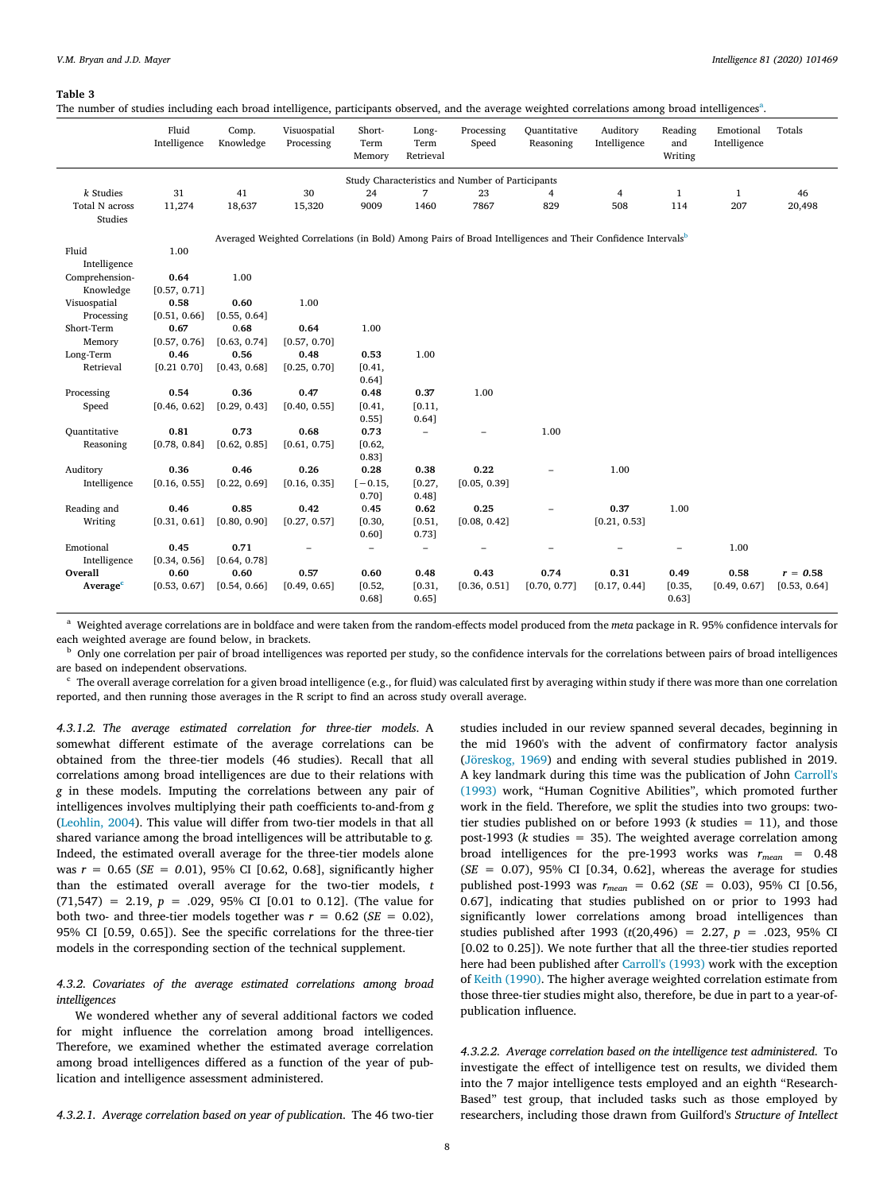**Table 3**

The number of studies including each broad intelligence, participants observed, and the average weighted correlations among broad intelligences[a].

| | Fluid Intelligence | Comp. Knowledge | Visuospatial Processing | Short-Term Memory | Long-Term Retrieval | Processing Speed | Quantitative Reasoning | Auditory Intelligence | Reading and Writing | Emotional Intelligence | Totals |
|---|---|---|---|---|---|---|---|---|---|---|---|
| | | | | | Study Characteristics and Number of Participants | | | | | | |
| *k* Studies | 31 | 41 | 30 | 24 | 7 | 23 | 4 | 4 | 1 | 1 | 46 |
| Total N across Studies | 11,274 | 18,637 | 15,320 | 9009 | 1460 | 7867 | 829 | 508 | 114 | 207 | 20,498 |
| | | | Averaged Weighted Correlations (in Bold) Among Pairs of Broad Intelligences and Their Confidence Intervals[b] | | | | | | | | |
| Fluid Intelligence | 1.00 | | | | | | | | | | |
| Comprehension-Knowledge | **0.64** [0.57, 0.71] | 1.00 | | | | | | | | | |
| Visuospatial Processing | **0.58** [0.51, 0.66] | **0.60** [0.55, 0.64] | 1.00 | | | | | | | | |
| Short-Term Memory | **0.67** [0.57, 0.76] | **0.68** [0.63, 0.74] | **0.64** [0.57, 0.70] | 1.00 | | | | | | | |
| Long-Term Retrieval | **0.46** [0.21 0.70] | **0.56** [0.43, 0.68] | **0.48** [0.25, 0.70] | **0.53** [0.41, 0.64] | 1.00 | | | | | | |
| Processing Speed | **0.54** [0.46, 0.62] | **0.36** [0.29, 0.43] | **0.47** [0.40, 0.55] | **0.48** [0.41, 0.55] | **0.37** [0.11, 0.64] | 1.00 | | | | | |
| Quantitative Reasoning | **0.81** [0.78, 0.84] | **0.73** [0.62, 0.85] | **0.68** [0.61, 0.75] | **0.73** [0.62, 0.83] | – | – | 1.00 | | | | |
| Auditory Intelligence | **0.36** [0.16, 0.55] | **0.46** [0.22, 0.69] | **0.26** [0.16, 0.35] | **0.28** [−0.15, 0.70] | **0.38** [0.27, 0.48] | **0.22** [0.05, 0.39] | – | 1.00 | | | |
| Reading and Writing | **0.46** [0.31, 0.61] | **0.85** [0.80, 0.90] | **0.42** [0.27, 0.57] | 0.45 [0.30, 0.60] | **0.62** [0.51, 0.73] | **0.25** [0.08, 0.42] | – | **0.37** [0.21, 0.53] | 1.00 | | |
| Emotional Intelligence | **0.45** [0.34, 0.56] | **0.71** [0.64, 0.78] | – | – | – | – | – | – | – | 1.00 | |
| **Overall Average**[c] | **0.60** [0.53, 0.67] | **0.60** [0.54, 0.66] | **0.57** [0.49, 0.65] | **0.60** [0.52, 0.68] | **0.48** [0.31, 0.65] | **0.43** [0.36, 0.51] | **0.74** [0.70, 0.77] | **0.31** [0.17, 0.44] | **0.49** [0.35, 0.63] | **0.58** [0.49, 0.67] | ***r* = *0*.58** [0.53, 0.64] |

[a] Weighted average correlations are in boldface and were taken from the random-effects model produced from the *meta* package in R. 95% confidence intervals for each weighted average are found below, in brackets.

[b] Only one correlation per pair of broad intelligences was reported per study, so the confidence intervals for the correlations between pairs of broad intelligences are based on independent observations.

[c] The overall average correlation for a given broad intelligence (e.g., for fluid) was calculated first by averaging within study if there was more than one correlation reported, and then running those averages in the R script to find an across study overall average.

*4.3.1.2. The average estimated correlation for three-tier models.* A somewhat different estimate of the average correlations can be obtained from the three-tier models (46 studies). Recall that all correlations among broad intelligences are due to their relations with *g* in these models. Imputing the correlations between any pair of intelligences involves multiplying their path coefficients to-and-from *g* (Leohlin, 2004). This value will differ from two-tier models in that all shared variance among the broad intelligences will be attributable to *g*. Indeed, the estimated overall average for the three-tier models alone was $r = 0.65$ ($SE = 0.01$), 95% CI [0.62, 0.68], significantly higher than the estimated overall average for the two-tier models, $t(71{,}547) = 2.19$, $p = .029$, 95% CI [0.01 to 0.12]. (The value for both two- and three-tier models together was $r = 0.62$ ($SE = 0.02$), 95% CI [0.59, 0.65]). See the specific correlations for the three-tier models in the corresponding section of the technical supplement.

#### 4.3.2. Covariates of the average estimated correlations among broad intelligences

We wondered whether any of several additional factors we coded for might influence the correlation among broad intelligences. Therefore, we examined whether the estimated average correlation among broad intelligences differed as a function of the year of publication and intelligence assessment administered.

*4.3.2.1. Average correlation based on year of publication.* The 46 two-tier studies included in our review spanned several decades, beginning in the mid 1960's with the advent of confirmatory factor analysis (Jöreskog, 1969) and ending with several studies published in 2019. A key landmark during this time was the publication of John Carroll's (1993) work, "Human Cognitive Abilities", which promoted further work in the field. Therefore, we split the studies into two groups: two-tier studies published on or before 1993 (*k* studies = 11), and those post-1993 (*k* studies = 35). The weighted average correlation among broad intelligences for the pre-1993 works was $r_{mean} = 0.48$ ($SE = 0.07$), 95% CI [0.34, 0.62], whereas the average for studies published post-1993 was $r_{mean} = 0.62$ ($SE = 0.03$), 95% CI [0.56, 0.67], indicating that studies published on or prior to 1993 had significantly lower correlations among broad intelligences than studies published after 1993 ($t(20{,}496) = 2.27$, $p = .023$, 95% CI [0.02 to 0.25]). We note further that all the three-tier studies reported here had been published after Carroll's (1993) work with the exception of Keith (1990). The higher average weighted correlation estimate from those three-tier studies might also, therefore, be due in part to a year-of-publication influence.

*4.3.2.2. Average correlation based on the intelligence test administered.* To investigate the effect of intelligence test on results, we divided them into the 7 major intelligence tests employed and an eighth "Research-Based" test group, that included tasks such as those employed by researchers, including those drawn from Guilford's *Structure of Intellect*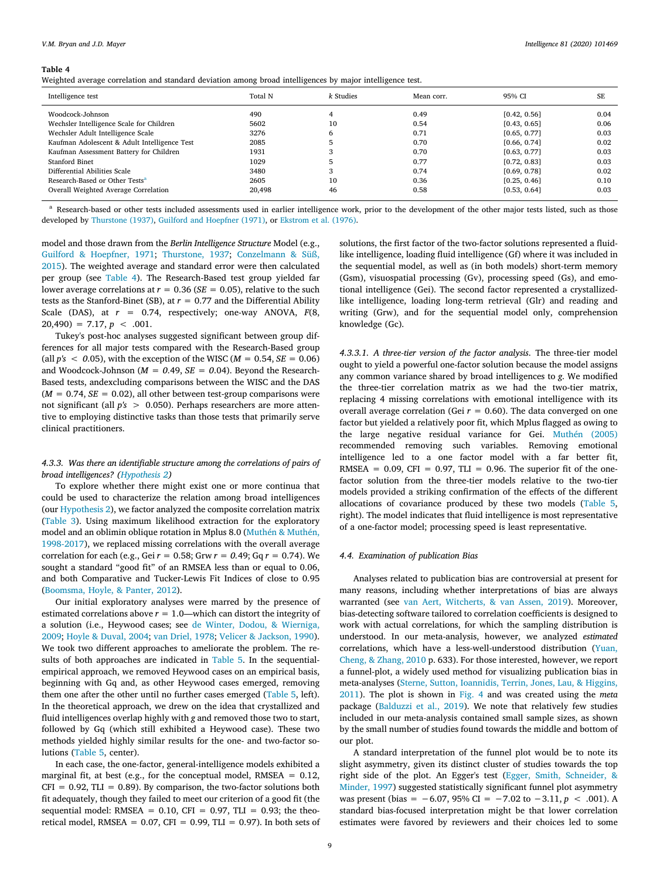**Table 4**
Weighted average correlation and standard deviation among broad intelligences by major intelligence test.

| Intelligence test | Total N | k Studies | Mean corr. | 95% CI | SE |
|---|---|---|---|---|---|
| Woodcock-Johnson | 490 | 4 | 0.49 | [0.42, 0.56] | 0.04 |
| Wechsler Intelligence Scale for Children | 5602 | 10 | 0.54 | [0.43, 0.65] | 0.06 |
| Wechsler Adult Intelligence Scale | 3276 | 6 | 0.71 | [0.65, 0.77] | 0.03 |
| Kaufman Adolescent & Adult Intelligence Test | 2085 | 5 | 0.70 | [0.66, 0.74] | 0.02 |
| Kaufman Assessment Battery for Children | 1931 | 3 | 0.70 | [0.63, 0.77] | 0.03 |
| Stanford Binet | 1029 | 5 | 0.77 | [0.72, 0.83] | 0.03 |
| Differential Abilities Scale | 3480 | 3 | 0.74 | [0.69, 0.78] | 0.02 |
| Research-Based or Other Tests[a] | 2605 | 10 | 0.36 | [0.25, 0.46] | 0.10 |
| Overall Weighted Average Correlation | 20,498 | 46 | 0.58 | [0.53, 0.64] | 0.03 |

[a] Research-based or other tests included assessments used in earlier intelligence work, prior to the development of the other major tests listed, such as those developed by Thurstone (1937), Guilford and Hoepfner (1971), or Ekstrom et al. (1976).

model and those drawn from the *Berlin Intelligence Structure* Model (e.g., Guilford & Hoepfner, 1971; Thurstone, 1937; Conzelmann & Süß, 2015). The weighted average and standard error were then calculated per group (see Table 4). The Research-Based test group yielded far lower average correlations at $r = 0.36$ ($SE = 0.05$), relative to the such tests as the Stanford-Binet (SB), at $r = 0.77$ and the Differential Ability Scale (DAS), at $r = 0.74$, respectively; one-way ANOVA, $F(8, 20{,}490) = 7.17$, $p < .001$.

Tukey's post-hoc analyses suggested significant between group differences for all major tests compared with the Research-Based group (all $p$'s $< 0.05$), with the exception of the WISC ($M = 0.54$, $SE = 0.06$) and Woodcock-Johnson ($M = 0.49$, $SE = 0.04$). Beyond the Research-Based tests, andexcluding comparisons between the WISC and the DAS ($M = 0.74$, $SE = 0.02$), all other between test-group comparisons were not significant (all $p$'s $> 0.050$). Perhaps researchers are more attentive to employing distinctive tasks than those tests that primarily serve clinical practitioners.

#### 4.3.3. Was there an identifiable structure among the correlations of pairs of broad intelligences? (Hypothesis 2)

To explore whether there might exist one or more continua that could be used to characterize the relation among broad intelligences (our Hypothesis 2), we factor analyzed the composite correlation matrix (Table 3). Using maximum likelihood extraction for the exploratory model and an oblimin oblique rotation in Mplus 8.0 (Muthén & Muthén, 1998-2017), we replaced missing correlations with the overall average correlation for each (e.g., Gei $r = 0.58$; Grw $r = 0.49$; Gq $r = 0.74$). We sought a standard "good fit" of an RMSEA less than or equal to 0.06, and both Comparative and Tucker-Lewis Fit Indices of close to 0.95 (Boomsma, Hoyle, & Panter, 2012).

Our initial exploratory analyses were marred by the presence of estimated correlations above $r = 1.0$—which can distort the integrity of a solution (i.e., Heywood cases; see de Winter, Dodou, & Wierniga, 2009; Hoyle & Duval, 2004; van Driel, 1978; Velicer & Jackson, 1990). We took two different approaches to ameliorate the problem. The results of both approaches are indicated in Table 5. In the sequential-empirical approach, we removed Heywood cases on an empirical basis, beginning with Gq and, as other Heywood cases emerged, removing them one after the other until no further cases emerged (Table 5, left). In the theoretical approach, we drew on the idea that crystallized and fluid intelligences overlap highly with *g* and removed those two to start, followed by Gq (which still exhibited a Heywood case). These two methods yielded highly similar results for the one- and two-factor solutions (Table 5, center).

In each case, the one-factor, general-intelligence models exhibited a marginal fit, at best (e.g., for the conceptual model, RMSEA = 0.12, CFI = 0.92, TLI = 0.89). By comparison, the two-factor solutions both fit adequately, though they failed to meet our criterion of a good fit (the sequential model: RMSEA = 0.10, CFI = 0.97, TLI = 0.93; the theoretical model, RMSEA = 0.07, CFI = 0.99, TLI = 0.97). In both sets of solutions, the first factor of the two-factor solutions represented a fluid-like intelligence, loading fluid intelligence (Gf) where it was included in the sequential model, as well as (in both models) short-term memory (Gsm), visuospatial processing (Gv), processing speed (Gs), and emotional intelligence (Gei). The second factor represented a crystallized-like intelligence, loading long-term retrieval (Glr) and reading and writing (Grw), and for the sequential model only, comprehension knowledge (Gc).

##### 4.3.3.1. A three-tier version of the factor analysis.

The three-tier model ought to yield a powerful one-factor solution because the model assigns any common variance shared by broad intelligences to *g*. We modified the three-tier correlation matrix as we had the two-tier matrix, replacing 4 missing correlations with emotional intelligence with its overall average correlation (Gei $r = 0.60$). The data converged on one factor but yielded a relatively poor fit, which Mplus flagged as owing to the large negative residual variance for Gei. Muthén (2005) recommended removing such variables. Removing emotional intelligence led to a one factor model with a far better fit, RMSEA = 0.09, CFI = 0.97, TLI = 0.96. The superior fit of the one-factor solution from the three-tier models relative to the two-tier models provided a striking confirmation of the effects of the different allocations of covariance produced by these two models (Table 5, right). The model indicates that fluid intelligence is most representative of a one-factor model; processing speed is least representative.

### 4.4. Examination of publication Bias

Analyses related to publication bias are controversial at present for many reasons, including whether interpretations of bias are always warranted (see van Aert, Witcherts, & van Assen, 2019). Moreover, bias-detecting software tailored to correlation coefficients is designed to work with actual correlations, for which the sampling distribution is understood. In our meta-analysis, however, we analyzed *estimated* correlations, which have a less-well-understood distribution (Yuan, Cheng, & Zhang, 2010 p. 633). For those interested, however, we report a funnel-plot, a widely used method for visualizing publication bias in meta-analyses (Sterne, Sutton, Ioannidis, Terrin, Jones, Lau, & Higgins, 2011). The plot is shown in Fig. 4 and was created using the *meta* package (Balduzzi et al., 2019). We note that relatively few studies included in our meta-analysis contained small sample sizes, as shown by the small number of studies found towards the middle and bottom of our plot.

A standard interpretation of the funnel plot would be to note its slight asymmetry, given its distinct cluster of studies towards the top right side of the plot. An Egger's test (Egger, Smith, Schneider, & Minder, 1997) suggested statistically significant funnel plot asymmetry was present (bias = −6.07, 95% CI = −7.02 to −3.11, $p < .001$). A standard bias-focused interpretation might be that lower correlation estimates were favored by reviewers and their choices led to some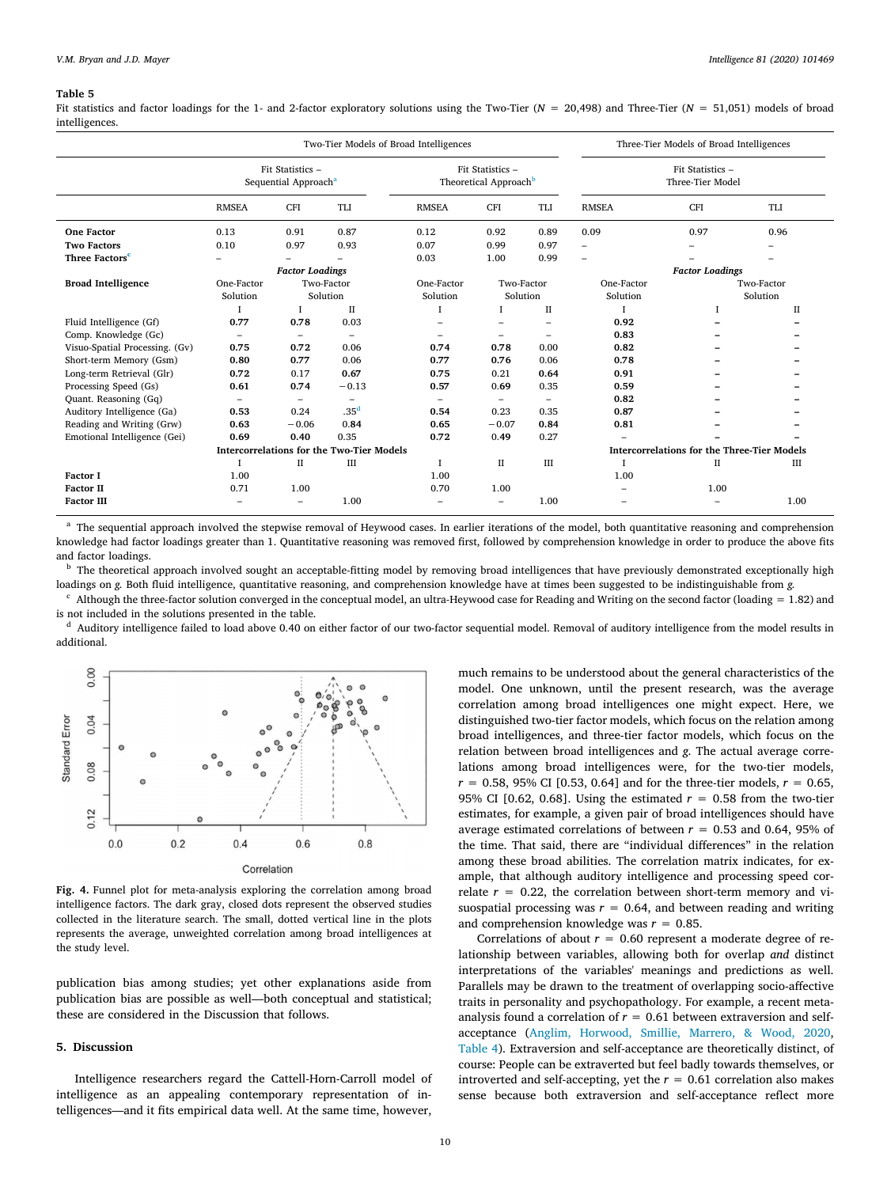**Table 5**
Fit statistics and factor loadings for the 1- and 2-factor exploratory solutions using the Two-Tier ($N$ = 20,498) and Three-Tier ($N$ = 51,051) models of broad intelligences.

| | Two-Tier Models of Broad Intelligences | | | | | | Three-Tier Models of Broad Intelligences | | |
|---|---|---|---|---|---|---|---|---|---|
| | Fit Statistics – Sequential Approach[a] | | | Fit Statistics – Theoretical Approach[b] | | | Fit Statistics – Three-Tier Model | | |
| | RMSEA | CFI | TLI | RMSEA | CFI | TLI | RMSEA | CFI | TLI |
| **One Factor** | 0.13 | 0.91 | 0.87 | 0.12 | 0.92 | 0.89 | 0.09 | 0.97 | 0.96 |
| **Two Factors** | 0.10 | 0.97 | 0.93 | 0.07 | 0.99 | 0.97 | – | – | – |
| **Three Factors**[c] | – | – | – | 0.03 | 1.00 | 0.99 | – | – | – |
| | ***Factor Loadings*** | | | | | | ***Factor Loadings*** | | |
| **Broad Intelligence** | One-Factor Solution | Two-Factor Solution | | One-Factor Solution | Two-Factor Solution | | One-Factor Solution | Two-Factor Solution | |
| | I | I | II | I | I | II | I | I | II |
| Fluid Intelligence (Gf) | **0.77** | **0.78** | 0.03 | – | – | – | **0.92** | – | – |
| Comp. Knowledge (Gc) | – | – | – | – | – | – | **0.83** | – | – |
| Visuo-Spatial Processing. (Gv) | **0.75** | **0.72** | 0.06 | **0.74** | **0.78** | 0.00 | **0.82** | – | – |
| Short-term Memory (Gsm) | **0.80** | **0.77** | 0.06 | **0.77** | **0.76** | 0.06 | **0.78** | – | – |
| Long-term Retrieval (Glr) | **0.72** | 0.17 | **0.67** | **0.75** | 0.21 | **0.64** | **0.91** | – | – |
| Processing Speed (Gs) | **0.61** | **0.74** | −0.13 | **0.57** | 0.69 | 0.35 | **0.59** | – | – |
| Quant. Reasoning (Gq) | – | – | – | – | – | – | **0.82** | – | – |
| Auditory Intelligence (Ga) | **0.53** | 0.24 | .35[d] | **0.54** | 0.23 | 0.35 | **0.87** | – | – |
| Reading and Writing (Grw) | **0.63** | −0.06 | **0.84** | **0.65** | −0.07 | **0.84** | **0.81** | – | – |
| Emotional Intelligence (Gei) | **0.69** | **0.40** | 0.35 | **0.72** | 0.49 | 0.27 | – | – | – |
| | **Intercorrelations for the Two-Tier Models** | | | | | | **Intercorrelations for the Three-Tier Models** | | |
| | I | II | III | I | II | III | I | II | III |
| **Factor I** | 1.00 | | | 1.00 | | | 1.00 | | |
| **Factor II** | 0.71 | 1.00 | | 0.70 | 1.00 | | – | 1.00 | |
| **Factor III** | – | – | 1.00 | – | – | 1.00 | – | – | 1.00 |

[a] The sequential approach involved the stepwise removal of Heywood cases. In earlier iterations of the model, both quantitative reasoning and comprehension knowledge had factor loadings greater than 1. Quantitative reasoning was removed first, followed by comprehension knowledge in order to produce the above fits and factor loadings.

[b] The theoretical approach involved sought an acceptable-fitting model by removing broad intelligences that have previously demonstrated exceptionally high loadings on $g$. Both fluid intelligence, quantitative reasoning, and comprehension knowledge have at times been suggested to be indistinguishable from $g$.

[c] Although the three-factor solution converged in the conceptual model, an ultra-Heywood case for Reading and Writing on the second factor (loading = 1.82) and is not included in the solutions presented in the table.

[d] Auditory intelligence failed to load above 0.40 on either factor of our two-factor sequential model. Removal of auditory intelligence from the model results in additional.

**Fig. 4.** Funnel plot for meta-analysis exploring the correlation among broad intelligence factors. The dark gray, closed dots represent the observed studies collected in the literature search. The small, dotted vertical line in the plots represents the average, unweighted correlation among broad intelligences at the study level.

publication bias among studies; yet other explanations aside from publication bias are possible as well—both conceptual and statistical; these are considered in the Discussion that follows.

## 5. Discussion

Intelligence researchers regard the Cattell-Horn-Carroll model of intelligence as an appealing contemporary representation of intelligences—and it fits empirical data well. At the same time, however, much remains to be understood about the general characteristics of the model. One unknown, until the present research, was the average correlation among broad intelligences one might expect. Here, we distinguished two-tier factor models, which focus on the relation among broad intelligences, and three-tier factor models, which focus on the relation between broad intelligences and $g$. The actual average correlations among broad intelligences were, for the two-tier models, $r$ = 0.58, 95% CI [0.53, 0.64] and for the three-tier models, $r$ = 0.65, 95% CI [0.62, 0.68]. Using the estimated $r$ = 0.58 from the two-tier estimates, for example, a given pair of broad intelligences should have average estimated correlations of between $r$ = 0.53 and 0.64, 95% of the time. That said, there are "individual differences" in the relation among these broad abilities. The correlation matrix indicates, for example, that although auditory intelligence and processing speed correlate $r$ = 0.22, the correlation between short-term memory and visuospatial processing was $r$ = 0.64, and between reading and writing and comprehension knowledge was $r$ = 0.85.

Correlations of about $r$ = 0.60 represent a moderate degree of relationship between variables, allowing both for overlap *and* distinct interpretations of the variables' meanings and predictions as well. Parallels may be drawn to the treatment of overlapping socio-affective traits in personality and psychopathology. For example, a recent meta-analysis found a correlation of $r$ = 0.61 between extraversion and self-acceptance (Anglim, Horwood, Smillie, Marrero, & Wood, 2020, Table 4). Extraversion and self-acceptance are theoretically distinct, of course: People can be extraverted but feel badly towards themselves, or introverted and self-accepting, yet the $r$ = 0.61 correlation also makes sense because both extraversion and self-acceptance reflect more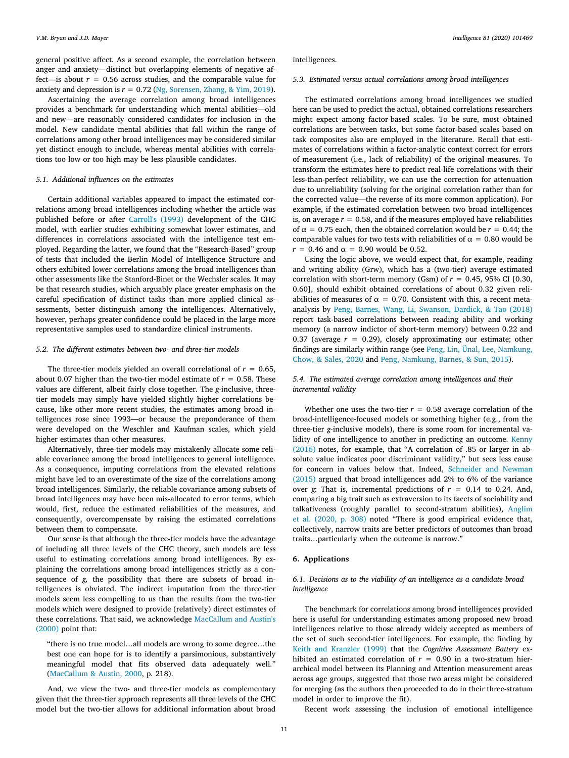general positive affect. As a second example, the correlation between anger and anxiety—distinct but overlapping elements of negative affect—is about $r = 0.56$ across studies, and the comparable value for anxiety and depression is $r = 0.72$ (Ng, Sorensen, Zhang, & Yim, 2019).

Ascertaining the average correlation among broad intelligences provides a benchmark for understanding which mental abilities—old and new—are reasonably considered candidates for inclusion in the model. New candidate mental abilities that fall within the range of correlations among other broad intelligences may be considered similar yet distinct enough to include, whereas mental abilities with correlations too low or too high may be less plausible candidates.

### 5.1. Additional influences on the estimates

Certain additional variables appeared to impact the estimated correlations among broad intelligences including whether the article was published before or after Carroll's (1993) development of the CHC model, with earlier studies exhibiting somewhat lower estimates, and differences in correlations associated with the intelligence test employed. Regarding the latter, we found that the "Research-Based" group of tests that included the Berlin Model of Intelligence Structure and others exhibited lower correlations among the broad intelligences than other assessments like the Stanford-Binet or the Wechsler scales. It may be that research studies, which arguably place greater emphasis on the careful specification of distinct tasks than more applied clinical assessments, better distinguish among the intelligences. Alternatively, however, perhaps greater confidence could be placed in the large more representative samples used to standardize clinical instruments.

### 5.2. The different estimates between two- and three-tier models

The three-tier models yielded an overall correlational of $r = 0.65$, about 0.07 higher than the two-tier model estimate of $r = 0.58$. These values are different, albeit fairly close together. The *g*-inclusive, three-tier models may simply have yielded slightly higher correlations because, like other more recent studies, the estimates among broad intelligences rose since 1993—or because the preponderance of them were developed on the Weschler and Kaufman scales, which yield higher estimates than other measures.

Alternatively, three-tier models may mistakenly allocate some reliable covariance among the broad intelligences to general intelligence. As a consequence, imputing correlations from the elevated relations might have led to an overestimate of the size of the correlations among broad intelligences. Similarly, the reliable covariance among subsets of broad intelligences may have been mis-allocated to error terms, which would, first, reduce the estimated reliabilities of the measures, and consequently, overcompensate by raising the estimated correlations between them to compensate.

Our sense is that although the three-tier models have the advantage of including all three levels of the CHC theory, such models are less useful to estimating correlations among broad intelligences. By explaining the correlations among broad intelligences strictly as a consequence of *g*, the possibility that there are subsets of broad intelligences is obviated. The indirect imputation from the three-tier models seem less compelling to us than the results from the two-tier models which were designed to provide (relatively) direct estimates of these correlations. That said, we acknowledge MacCallum and Austin's (2000) point that:

> "there is no true model…all models are wrong to some degree…the best one can hope for is to identify a parsimonious, substantively meaningful model that fits observed data adequately well." (MacCallum & Austin, 2000, p. 218).

And, we view the two- and three-tier models as complementary given that the three-tier approach represents all three levels of the CHC model but the two-tier allows for additional information about broad intelligences.

### 5.3. Estimated versus actual correlations among broad intelligences

The estimated correlations among broad intelligences we studied here can be used to predict the actual, obtained correlations researchers might expect among factor-based scales. To be sure, most obtained correlations are between tasks, but some factor-based scales based on task composites also are employed in the literature. Recall that estimates of correlations within a factor-analytic context correct for errors of measurement (i.e., lack of reliability) of the original measures. To transform the estimates here to predict real-life correlations with their less-than-perfect reliability, we can use the correction for attenuation due to unreliability (solving for the original correlation rather than for the corrected value—the reverse of its more common application). For example, if the estimated correlation between two broad intelligences is, on average $r = 0.58$, and if the measures employed have reliabilities of $\alpha = 0.75$ each, then the obtained correlation would be $r = 0.44$; the comparable values for two tests with reliabilities of $\alpha = 0.80$ would be $r = 0.46$ and $\alpha = 0.90$ would be 0.52.

Using the logic above, we would expect that, for example, reading and writing ability (Grw), which has a (two-tier) average estimated correlation with short-term memory (Gsm) of $r = 0.45$, 95% CI [0.30, 0.60], should exhibit obtained correlations of about 0.32 given reliabilities of measures of $\alpha = 0.70$. Consistent with this, a recent meta-analysis by Peng, Barnes, Wang, Li, Swanson, Dardick, & Tao (2018) report task-based correlations between reading ability and working memory (a narrow indictor of short-term memory) between 0.22 and 0.37 (average $r = 0.29$), closely approximating our estimate; other findings are similarly within range (see Peng, Lin, Ünal, Lee, Namkung, Chow, & Sales, 2020 and Peng, Namkung, Barnes, & Sun, 2015).

### 5.4. The estimated average correlation among intelligences and their incremental validity

Whether one uses the two-tier $r = 0.58$ average correlation of the broad-intelligence-focused models or something higher (e.g., from the three-tier *g*-inclusive models), there is some room for incremental validity of one intelligence to another in predicting an outcome. Kenny (2016) notes, for example, that "A correlation of .85 or larger in absolute value indicates poor discriminant validity," but sees less cause for concern in values below that. Indeed, Schneider and Newman (2015) argued that broad intelligences add 2% to 6% of the variance over *g*: That is, incremental predictions of $r = 0.14$ to 0.24. And, comparing a big trait such as extraversion to its facets of sociability and talkativeness (roughly parallel to second-stratum abilities), Anglim et al. (2020, p. 308) noted "There is good empirical evidence that, collectively, narrow traits are better predictors of outcomes than broad traits…particularly when the outcome is narrow."

## 6. Applications

### 6.1. Decisions as to the viability of an intelligence as a candidate broad intelligence

The benchmark for correlations among broad intelligences provided here is useful for understanding estimates among proposed new broad intelligences relative to those already widely accepted as members of the set of such second-tier intelligences. For example, the finding by Keith and Kranzler (1999) that the *Cognitive Assessment Battery* exhibited an estimated correlation of $r = 0.90$ in a two-stratum hierarchical model between its Planning and Attention measurement areas across age groups, suggested that those two areas might be considered for merging (as the authors then proceeded to do in their three-stratum model in order to improve the fit).

Recent work assessing the inclusion of emotional intelligence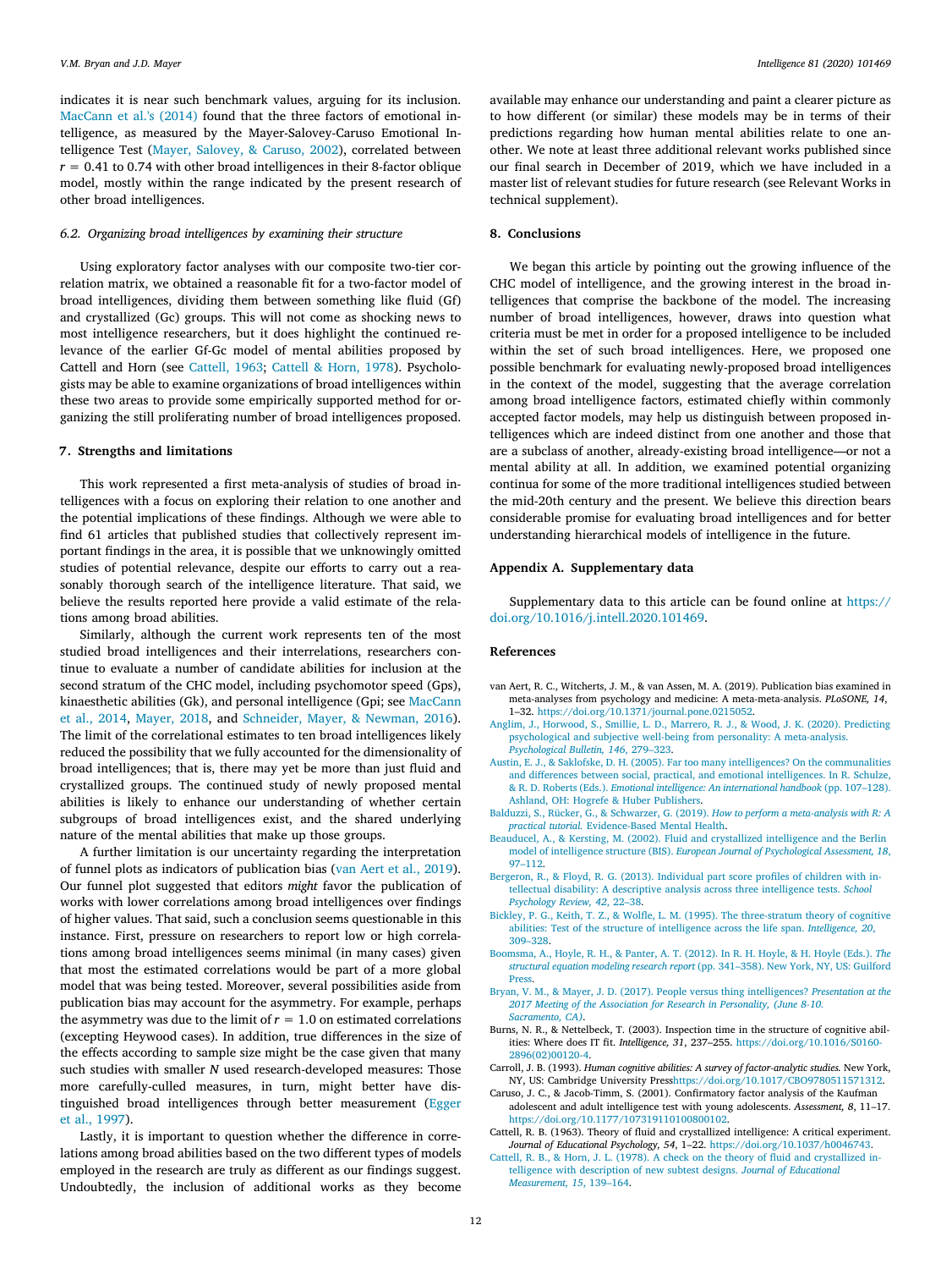indicates it is near such benchmark values, arguing for its inclusion. MacCann et al.'s (2014) found that the three factors of emotional intelligence, as measured by the Mayer-Salovey-Caruso Emotional Intelligence Test (Mayer, Salovey, & Caruso, 2002), correlated between $r = 0.41$ to 0.74 with other broad intelligences in their 8-factor oblique model, mostly within the range indicated by the present research of other broad intelligences.

### 6.2. Organizing broad intelligences by examining their structure

Using exploratory factor analyses with our composite two-tier correlation matrix, we obtained a reasonable fit for a two-factor model of broad intelligences, dividing them between something like fluid (Gf) and crystallized (Gc) groups. This will not come as shocking news to most intelligence researchers, but it does highlight the continued relevance of the earlier Gf-Gc model of mental abilities proposed by Cattell and Horn (see Cattell, 1963; Cattell & Horn, 1978). Psychologists may be able to examine organizations of broad intelligences within these two areas to provide some empirically supported method for organizing the still proliferating number of broad intelligences proposed.

## 7. Strengths and limitations

This work represented a first meta-analysis of studies of broad intelligences with a focus on exploring their relation to one another and the potential implications of these findings. Although we were able to find 61 articles that published studies that collectively represent important findings in the area, it is possible that we unknowingly omitted studies of potential relevance, despite our efforts to carry out a reasonably thorough search of the intelligence literature. That said, we believe the results reported here provide a valid estimate of the relations among broad abilities.

Similarly, although the current work represents ten of the most studied broad intelligences and their interrelations, researchers continue to evaluate a number of candidate abilities for inclusion at the second stratum of the CHC model, including psychomotor speed (Gps), kinaesthetic abilities (Gk), and personal intelligence (Gpi; see MacCann et al., 2014, Mayer, 2018, and Schneider, Mayer, & Newman, 2016). The limit of the correlational estimates to ten broad intelligences likely reduced the possibility that we fully accounted for the dimensionality of broad intelligences; that is, there may yet be more than just fluid and crystallized groups. The continued study of newly proposed mental abilities is likely to enhance our understanding of whether certain subgroups of broad intelligences exist, and the shared underlying nature of the mental abilities that make up those groups.

A further limitation is our uncertainty regarding the interpretation of funnel plots as indicators of publication bias (van Aert et al., 2019). Our funnel plot suggested that editors *might* favor the publication of works with lower correlations among broad intelligences over findings of higher values. That said, such a conclusion seems questionable in this instance. First, pressure on researchers to report low or high correlations among broad intelligences seems minimal (in many cases) given that most the estimated correlations would be part of a more global model that was being tested. Moreover, several possibilities aside from publication bias may account for the asymmetry. For example, perhaps the asymmetry was due to the limit of $r = 1.0$ on estimated correlations (excepting Heywood cases). In addition, true differences in the size of the effects according to sample size might be the case given that many such studies with smaller $N$ used research-developed measures: Those more carefully-culled measures, in turn, might better have distinguished broad intelligences through better measurement (Egger et al., 1997).

Lastly, it is important to question whether the difference in correlations among broad abilities based on the two different types of models employed in the research are truly as different as our findings suggest. Undoubtedly, the inclusion of additional works as they become available may enhance our understanding and paint a clearer picture as to how different (or similar) these models may be in terms of their predictions regarding how human mental abilities relate to one another. We note at least three additional relevant works published since our final search in December of 2019, which we have included in a master list of relevant studies for future research (see Relevant Works in technical supplement).

## 8. Conclusions

We began this article by pointing out the growing influence of the CHC model of intelligence, and the growing interest in the broad intelligences that comprise the backbone of the model. The increasing number of broad intelligences, however, draws into question what criteria must be met in order for a proposed intelligence to be included within the set of such broad intelligences. Here, we proposed one possible benchmark for evaluating newly-proposed broad intelligences in the context of the model, suggesting that the average correlation among broad intelligence factors, estimated chiefly within commonly accepted factor models, may help us distinguish between proposed intelligences which are indeed distinct from one another and those that are a subclass of another, already-existing broad intelligence—or not a mental ability at all. In addition, we examined potential organizing continua for some of the more traditional intelligences studied between the mid-20th century and the present. We believe this direction bears considerable promise for evaluating broad intelligences and for better understanding hierarchical models of intelligence in the future.

## Appendix A. Supplementary data

Supplementary data to this article can be found online at https://doi.org/10.1016/j.intell.2020.101469.

## References

van Aert, R. C., Witcherts, J. M., & van Assen, M. A. (2019). Publication bias examined in meta-analyses from psychology and medicine: A meta-meta-analysis. *PLoSONE, 14*, 1–32. https://doi.org/10.1371/journal.pone.0215052.

Anglim, J., Horwood, S., Smillie, L. D., Marrero, R. J., & Wood, J. K. (2020). Predicting psychological and subjective well-being from personality: A meta-analysis. *Psychological Bulletin, 146*, 279–323.

Austin, E. J., & Saklofske, D. H. (2005). Far too many intelligences? On the communalities and differences between social, practical, and emotional intelligences. In R. Schulze, & R. D. Roberts (Eds.). *Emotional intelligence: An international handbook* (pp. 107–128). Ashland, OH: Hogrefe & Huber Publishers.

Balduzzi, S., Rücker, G., & Schwarzer, G. (2019). *How to perform a meta-analysis with R: A practical tutorial.* Evidence-Based Mental Health.

Beauducel, A., & Kersting, M. (2002). Fluid and crystallized intelligence and the Berlin model of intelligence structure (BIS). *European Journal of Psychological Assessment, 18*, 97–112.

Bergeron, R., & Floyd, R. G. (2013). Individual part score profiles of children with intellectual disability: A descriptive analysis across three intelligence tests. *School Psychology Review, 42*, 22–38.

Bickley, P. G., Keith, T. Z., & Wolfle, L. M. (1995). The three-stratum theory of cognitive abilities: Test of the structure of intelligence across the life span. *Intelligence, 20*, 309–328.

Boomsma, A., Hoyle, R. H., & Panter, A. T. (2012). In R. H. Hoyle, & H. Hoyle (Eds.). *The structural equation modeling research report* (pp. 341–358). New York, NY, US: Guilford Press.

Bryan, V. M., & Mayer, J. D. (2017). People versus thing intelligences? *Presentation at the 2017 Meeting of the Association for Research in Personality, (June 8-10. Sacramento, CA)*.

Burns, N. R., & Nettelbeck, T. (2003). Inspection time in the structure of cognitive abilities: Where does IT fit. *Intelligence, 31*, 237–255. https://doi.org/10.1016/S0160-2896(02)00120-4.

Carroll, J. B. (1993). *Human cognitive abilities: A survey of factor-analytic studies.* New York, NY, US: Cambridge University Presshttps://doi.org/10.1017/CBO9780511571312.

Caruso, J. C., & Jacob-Timm, S. (2001). Confirmatory factor analysis of the Kaufman adolescent and adult intelligence test with young adolescents. *Assessment, 8*, 11–17. https://doi.org/10.1177/107319110100800102.

Cattell, R. B. (1963). Theory of fluid and crystallized intelligence: A critical experiment. *Journal of Educational Psychology, 54*, 1–22. https://doi.org/10.1037/h0046743.

Cattell, R. B., & Horn, J. L. (1978). A check on the theory of fluid and crystallized intelligence with description of new subtest designs. *Journal of Educational Measurement, 15*, 139–164.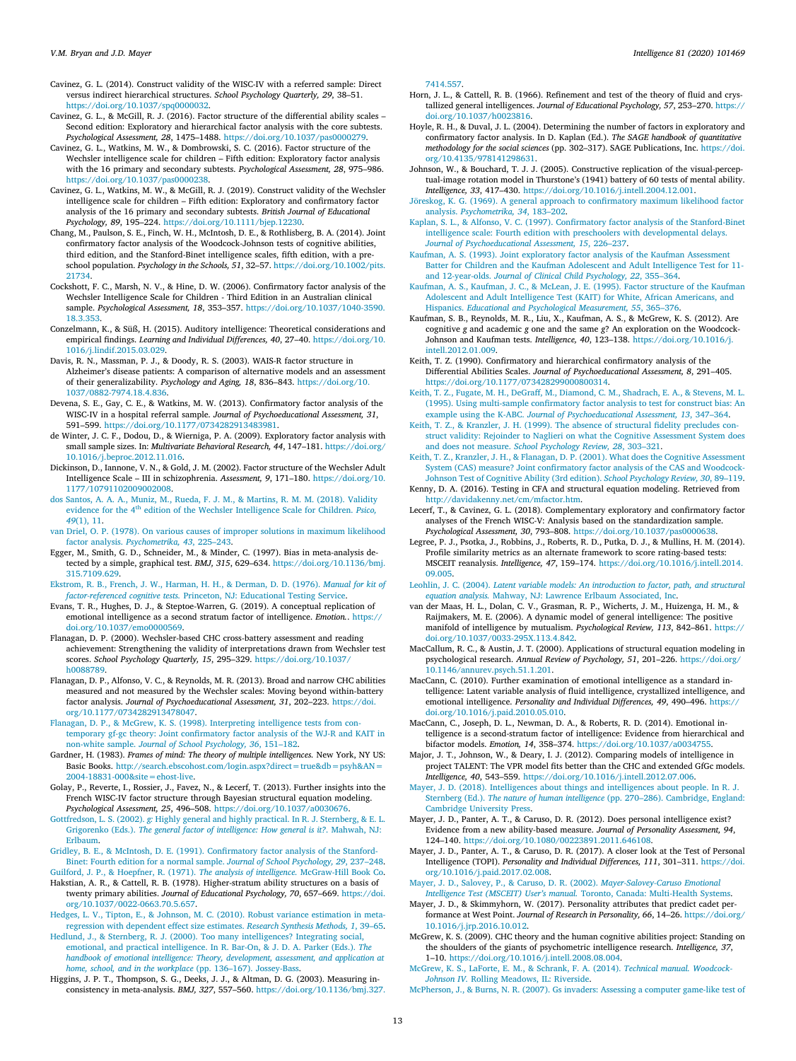Cavinez, G. L. (2014). Construct validity of the WISC-IV with a referred sample: Direct versus indirect hierarchical structures. *School Psychology Quarterly, 29*, 38–51. https://doi.org/10.1037/spq0000032.

Cavinez, G. L., & McGill, R. J. (2016). Factor structure of the differential ability scales – Second edition: Exploratory and hierarchical factor analysis with the core subtests. *Psychological Assessment, 28*, 1475–1488. https://doi.org/10.1037/pas0000279.

Cavinez, G. L., Watkins, M. W., & Dombrowski, S. C. (2016). Factor structure of the Wechsler intelligence scale for children – Fifth edition: Exploratory factor analysis with the 16 primary and secondary subtests. *Psychological Assessment, 28*, 975–986. https://doi.org/10.1037/pas0000238.

Cavinez, G. L., Watkins, M. W., & McGill, R. J. (2019). Construct validity of the Wechsler intelligence scale for children – Fifth edition: Exploratory and confirmatory factor analysis of the 16 primary and secondary subtests. *British Journal of Educational Psychology, 89*, 195–224. https://doi.org/10.1111/bjep.12230.

Chang, M., Paulson, S. E., Finch, W. H., McIntosh, D. E., & Rothlisberg, B. A. (2014). Joint confirmatory factor analysis of the Woodcock-Johnson tests of cognitive abilities, third edition, and the Stanford-Binet intelligence scales, fifth edition, with a preschool population. *Psychology in the Schools, 51*, 32–57. https://doi.org/10.1002/pits.21734.

Cockshott, F. C., Marsh, N. V., & Hine, D. W. (2006). Confirmatory factor analysis of the Wechsler Intelligence Scale for Children - Third Edition in an Australian clinical sample. *Psychological Assessment, 18*, 353–357. https://doi.org/10.1037/1040-3590.18.3.353.

Conzelmann, K., & Süß, H. (2015). Auditory intelligence: Theoretical considerations and empirical findings. *Learning and Individual Differences, 40*, 27–40. https://doi.org/10.1016/j.lindif.2015.03.029.

Davis, R. N., Massman, P. J., & Doody, R. S. (2003). WAIS-R factor structure in Alzheimer's disease patients: A comparison of alternative models and an assessment of their generalizability. *Psychology and Aging, 18*, 836–843. https://doi.org/10.1037/0882-7974.18.4.836.

Devena, S. E., Gay, C. E., & Watkins, M. W. (2013). Confirmatory factor analysis of the WISC-IV in a hospital referral sample. *Journal of Psychoeducational Assessment, 31*, 591–599. https://doi.org/10.1177/0734282913483981.

de Winter, J. C. F., Dodou, D., & Wierniga, P. A. (2009). Exploratory factor analysis with small sample sizes. In: *Multivariate Behavioral Research, 44*, 147–181. https://doi.org/10.1016/j.beproc.2012.11.016.

Dickinson, D., Iannone, V. N., & Gold, J. M. (2002). Factor structure of the Wechsler Adult Intelligence Scale – III in schizophrenia. *Assessment, 9*, 171–180. https://doi.org/10.1177/10791102009002008.

dos Santos, A. A. A., Muniz, M., Rueda, F. J. M., & Martins, R. M. M. (2018). Validity evidence for the 4th edition of the Wechsler Intelligence Scale for Children. *Psico, 49*(1), 11.

van Driel, O. P. (1978). On various causes of improper solutions in maximum likelihood factor analysis. *Psychometrika, 43*, 225–243.

Egger, M., Smith, G. D., Schneider, M., & Minder, C. (1997). Bias in meta-analysis detected by a simple, graphical test. *BMJ, 315*, 629–634. https://doi.org/10.1136/bmj.315.7109.629.

Ekstrom, R. B., French, J. W., Harman, H. H., & Derman, D. D. (1976). *Manual for kit of factor-referenced cognitive tests.* Princeton, NJ: Educational Testing Service.

Evans, T. R., Hughes, D. J., & Steptoe-Warren, G. (2019). A conceptual replication of emotional intelligence as a second stratum factor of intelligence. *Emotion.*. https://doi.org/10.1037/emo0000569.

Flanagan, D. P. (2000). Wechsler-based CHC cross-battery assessment and reading achievement: Strengthening the validity of interpretations drawn from Wechsler test scores. *School Psychology Quarterly, 15*, 295–329. https://doi.org/10.1037/h0088789.

Flanagan, D. P., Alfonso, V. C., & Reynolds, M. R. (2013). Broad and narrow CHC abilities measured and not measured by the Wechsler scales: Moving beyond within-battery factor analysis. *Journal of Psychoeducational Assessment, 31*, 202–223. https://doi.org/10.1177/0734282913478047.

Flanagan, D. P., & McGrew, K. S. (1998). Interpreting intelligence tests from contemporary gf-gc theory: Joint confirmatory factor analysis of the WJ-R and KAIT in non-white sample. *Journal of School Psychology, 36*, 151–182.

Gardner, H. (1983). *Frames of mind: The theory of multiple intelligences.* New York, NY US: Basic Books. http://search.ebscohost.com/login.aspx?direct=true&db=psyh&AN=2004-18831-000&site=ehost-live.

Golay, P., Reverte, I., Rossier, J., Favez, N., & Lecerf, T. (2013). Further insights into the French WISC-IV factor structure through Bayesian structural equation modeling. *Psychological Assessment, 25*, 496–508. https://doi.org/10.1037/a0030676.

Gottfredson, L. S. (2002). *g*: Highly general and highly practical. In R. J. Sternberg, & E. L. Grigorenko (Eds.). *The general factor of intelligence: How general is it?*. Mahwah, NJ: Erlbaum.

Gridley, B. E., & McIntosh, D. E. (1991). Confirmatory factor analysis of the Stanford-Binet: Fourth edition for a normal sample. *Journal of School Psychology, 29*, 237–248.

Guilford, J. P., & Hoepfner, R. (1971). *The analysis of intelligence.* McGraw-Hill Book Co.

Hakstian, A. R., & Cattell, R. B. (1978). Higher-stratum ability structures on a basis of twenty primary abilities. *Journal of Educational Psychology, 70*, 657–669. https://doi.org/10.1037/0022-0663.70.5.657.

Hedges, L. V., Tipton, E., & Johnson, M. C. (2010). Robust variance estimation in meta-regression with dependent effect size estimates. *Research Synthesis Methods, 1*, 39–65.

Hedlund, J., & Sternberg, R. J. (2000). Too many intelligences? Integrating social, emotional, and practical intelligence. In R. Bar-On, & J. D. A. Parker (Eds.). *The handbook of emotional intelligence: Theory, development, assessment, and application at home, school, and in the workplace* (pp. 136–167). Jossey-Bass.

Higgins, J. P. T., Thompson, S. G., Deeks, J. J., & Altman, D. G. (2003). Measuring inconsistency in meta-analysis. *BMJ, 327*, 557–560. https://doi.org/10.1136/bmj.327.7414.557.

Horn, J. L., & Cattell, R. B. (1966). Refinement and test of the theory of fluid and crystallized general intelligences. *Journal of Educational Psychology, 57*, 253–270. https://doi.org/10.1037/h0023816.

Hoyle, R. H., & Duval, J. L. (2004). Determining the number of factors in exploratory and confirmatory factor analysis. In D. Kaplan (Ed.). *The SAGE handbook of quantitative methodology for the social sciences* (pp. 302–317). SAGE Publications, Inc. https://doi.org/10.4135/978141298631.

Johnson, W., & Bouchard, T. J. J. (2005). Constructive replication of the visual-perceptual-image rotation model in Thurstone's (1941) battery of 60 tests of mental ability. *Intelligence, 33*, 417–430. https://doi.org/10.1016/j.intell.2004.12.001.

Jöreskog, K. G. (1969). A general approach to confirmatory maximum likelihood factor analysis. *Psychometrika, 34*, 183–202.

Kaplan, S. L., & Alfonso, V. C. (1997). Confirmatory factor analysis of the Stanford-Binet intelligence scale: Fourth edition with preschoolers with developmental delays. *Journal of Psychoeducational Assessment, 15*, 226–237.

Kaufman, A. S. (1993). Joint exploratory factor analysis of the Kaufman Assessment Battery for Children and the Kaufman Adolescent and Adult Intelligence Test for 11- and 12-year-olds. *Journal of Clinical Child Psychology, 22*, 355–364.

Kaufman, A. S., Kaufman, J. C., & McLean, J. E. (1995). Factor structure of the Kaufman Adolescent and Adult Intelligence Test (KAIT) for White, African Americans, and Hispanics. *Educational and Psychological Measurement, 55*, 365–376.

Kaufman, S. B., Reynolds, M. R., Liu, X., Kaufman, A. S., & McGrew, K. S. (2012). Are cognitive *g* and academic *g* one and the same *g*? An exploration on the Woodcock-Johnson and Kaufman tests. *Intelligence, 40*, 123–138. https://doi.org/10.1016/j.intell.2012.01.009.

Keith, T. Z. (1990). Confirmatory and hierarchical confirmatory analysis of the Differential Abilities Scales. *Journal of Psychoeducational Assessment, 8*, 291–405. https://doi.org/10.1177/073428299000800314.

Keith, T. Z., Fugate, M. H., DeGraff, M., Diamond, C. M., Shadrach, E. A., & Stevens, M. L. (1995). Using multi-sample confirmatory factor analysis to test for construct bias: An example using the K-ABC. *Journal of Psychoeducational Assessment, 13*, 347–364.

Keith, T. Z., & Kranzler, J. H. (1999). The absence of structural fidelity precludes construct validity: Rejoinder to Naglieri on what the Cognitive Assessment System does and does not measure. *School Psychology Review, 28*, 303–321.

Keith, T. Z., Kranzler, J. H., & Flanagan, D. P. (2001). What does the Cognitive Assessment System (CAS) measure? Joint confirmatory factor analysis of the CAS and Woodcock-Johnson Test of Cognitive Ability (3rd edition). *School Psychology Review, 30*, 89–119.

Kenny, D. A. (2016). Testing in CFA and structural equation modeling. Retrieved from http://davidakenny.net/cm/mfactor.htm.

Lecerf, T., & Cavinez, G. L. (2018). Complementary exploratory and confirmatory factor analyses of the French WISC-V: Analysis based on the standardization sample. *Psychological Assessment, 30*, 793–808. https://doi.org/10.1037/pas0000638.

Legree, P. J., Psotka, J., Robbins, J., Roberts, R. D., Putka, D. J., & Mullins, H. M. (2014). Profile similarity metrics as an alternate framework to score rating-based tests: MSCEIT reanalysis. *Intelligence, 47*, 159–174. https://doi.org/10.1016/j.intell.2014.09.005.

Leohlin, J. C. (2004). *Latent variable models: An introduction to factor, path, and structural equation analysis.* Mahway, NJ: Lawrence Erlbaum Associated, Inc.

van der Maas, H. L., Dolan, C. V., Grasman, R. P., Wicherts, J. M., Huizenga, H. M., & Raijmakers, M. E. (2006). A dynamic model of general intelligence: The positive manifold of intelligence by mutualism. *Psychological Review, 113*, 842–861. https://doi.org/10.1037/0033-295X.113.4.842.

MacCallum, R. C., & Austin, J. T. (2000). Applications of structural equation modeling in psychological research. *Annual Review of Psychology, 51*, 201–226. https://doi.org/10.1146/annurev.psych.51.1.201.

MacCann, C. (2010). Further examination of emotional intelligence as a standard intelligence: Latent variable analysis of fluid intelligence, crystallized intelligence, and emotional intelligence. *Personality and Individual Differences, 49*, 490–496. https://doi.org/10.1016/j.paid.2010.05.010.

MacCann, C., Joseph, D. L., Newman, D. A., & Roberts, R. D. (2014). Emotional intelligence is a second-stratum factor of intelligence: Evidence from hierarchical and bifactor models. *Emotion, 14*, 358–374. https://doi.org/10.1037/a0034755.

Major, J. T., Johnson, W., & Deary, I. J. (2012). Comparing models of intelligence in project TALENT: The VPR model fits better than the CHC and extended GfGc models. *Intelligence, 40*, 543–559. https://doi.org/10.1016/j.intell.2012.07.006.

Mayer, J. D. (2018). Intelligences about things and intelligences about people. In R. J. Sternberg (Ed.). *The nature of human intelligence* (pp. 270–286). Cambridge, England: Cambridge University Press.

Mayer, J. D., Panter, A. T., & Caruso, D. R. (2012). Does personal intelligence exist? Evidence from a new ability-based measure. *Journal of Personality Assessment, 94*, 124–140. https://doi.org/10.1080/00223891.2011.646108.

Mayer, J. D., Panter, A. T., & Caruso, D. R. (2017). A closer look at the Test of Personal Intelligence (TOPI). *Personality and Individual Differences, 111*, 301–311. https://doi.org/10.1016/j.paid.2017.02.008.

Mayer, J. D., Salovey, P., & Caruso, D. R. (2002). *Mayer-Salovey-Caruso Emotional Intelligence Test (MSCEIT) User's manual.* Toronto, Canada: Multi-Health Systems.

Mayer, J. D., & Skimmyhorn, W. (2017). Personality attributes that predict cadet performance at West Point. *Journal of Research in Personality, 66*, 14–26. https://doi.org/10.1016/j.jrp.2016.10.012.

McGrew, K. S. (2009). CHC theory and the human cognitive abilities project: Standing on the shoulders of the giants of psychometric intelligence research. *Intelligence, 37*, 1–10. https://doi.org/10.1016/j.intell.2008.08.004.

McGrew, K. S., LaForte, E. M., & Schrank, F. A. (2014). *Technical manual. Woodcock-Johnson IV.* Rolling Meadows, IL: Riverside.

McPherson, J., & Burns, N. R. (2007). Gs invaders: Assessing a computer game-like test of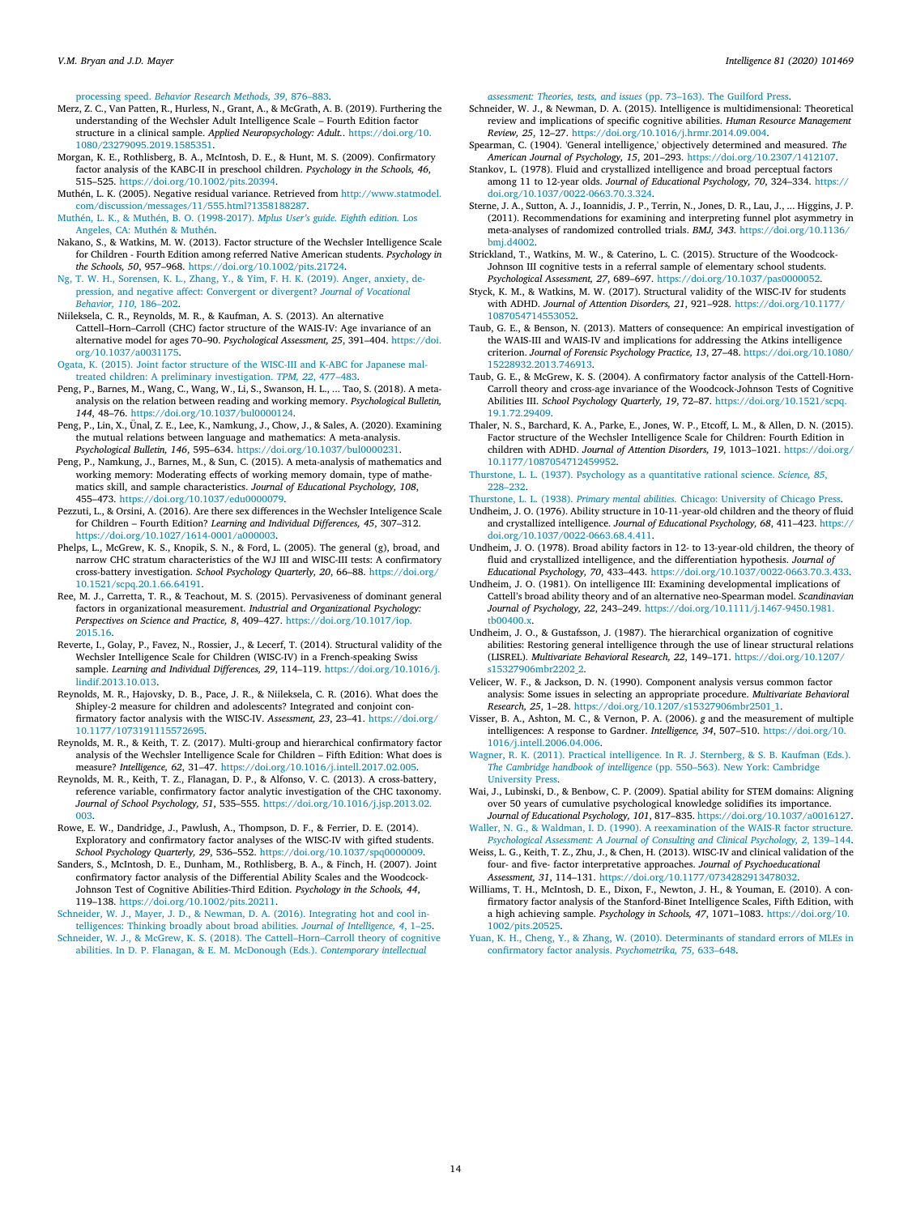processing speed. *Behavior Research Methods, 39*, 876–883.

Merz, Z. C., Van Patten, R., Hurless, N., Grant, A., & McGrath, A. B. (2019). Furthering the understanding of the Wechsler Adult Intelligence Scale – Fourth Edition factor structure in a clinical sample. *Applied Neuropsychology: Adult.*. https://doi.org/10.1080/23279095.2019.1585351.

Morgan, K. E., Rothlisberg, B. A., McIntosh, D. E., & Hunt, M. S. (2009). Confirmatory factor analysis of the KABC-II in preschool children. *Psychology in the Schools, 46*, 515–525. https://doi.org/10.1002/pits.20394.

Muthén, L. K. (2005). Negative residual variance. Retrieved from http://www.statmodel.com/discussion/messages/11/555.html?1358188287.

Muthén, L. K., & Muthén, B. O. (1998-2017). *Mplus User's guide. Eighth edition.* Los Angeles, CA: Muthén & Muthén.

Nakano, S., & Watkins, M. W. (2013). Factor structure of the Wechsler Intelligence Scale for Children - Fourth Edition among referred Native American students. *Psychology in the Schools, 50*, 957–968. https://doi.org/10.1002/pits.21724.

Ng, T. W. H., Sorensen, K. L., Zhang, Y., & Yim, F. H. K. (2019). Anger, anxiety, depression, and negative affect: Convergent or divergent? *Journal of Vocational Behavior, 110*, 186–202.

Niileksela, C. R., Reynolds, M. R., & Kaufman, A. S. (2013). An alternative Cattell–Horn–Carroll (CHC) factor structure of the WAIS-IV: Age invariance of an alternative model for ages 70–90. *Psychological Assessment, 25*, 391–404. https://doi.org/10.1037/a0031175.

Ogata, K. (2015). Joint factor structure of the WISC-III and K-ABC for Japanese maltreated children: A preliminary investigation. *TPM, 22*, 477–483.

Peng, P., Barnes, M., Wang, C., Wang, W., Li, S., Swanson, H. L., ... Tao, S. (2018). A meta-analysis on the relation between reading and working memory. *Psychological Bulletin, 144*, 48–76. https://doi.org/10.1037/bul0000124.

Peng, P., Lin, X., Ünal, Z. E., Lee, K., Namkung, J., Chow, J., & Sales, A. (2020). Examining the mutual relations between language and mathematics: A meta-analysis. *Psychological Bulletin, 146*, 595–634. https://doi.org/10.1037/bul0000231.

Peng, P., Namkung, J., Barnes, M., & Sun, C. (2015). A meta-analysis of mathematics and working memory: Moderating effects of working memory domain, type of mathematics skill, and sample characteristics. *Journal of Educational Psychology, 108*, 455–473. https://doi.org/10.1037/edu0000079.

Pezzuti, L., & Orsini, A. (2016). Are there sex differences in the Wechsler Inteligence Scale for Children – Fourth Edition? *Learning and Individual Differences, 45*, 307–312. https://doi.org/10.1027/1614-0001/a000003.

Phelps, L., McGrew, K. S., Knopik, S. N., & Ford, L. (2005). The general (g), broad, and narrow CHC stratum characteristics of the WJ III and WISC-III tests: A confirmatory cross-battery investigation. *School Psychology Quarterly, 20*, 66–88. https://doi.org/10.1521/scpq.20.1.66.64191.

Ree, M. J., Carretta, T. R., & Teachout, M. S. (2015). Pervasiveness of dominant general factors in organizational measurement. *Industrial and Organizational Psychology: Perspectives on Science and Practice, 8*, 409–427. https://doi.org/10.1017/iop.2015.16.

Reverte, I., Golay, P., Favez, N., Rossier, J., & Lecerf, T. (2014). Structural validity of the Wechsler Intelligence Scale for Children (WISC-IV) in a French-speaking Swiss sample. *Learning and Individual Differences, 29*, 114–119. https://doi.org/10.1016/j.lindif.2013.10.013.

Reynolds, M. R., Hajovsky, D. B., Pace, J. R., & Niileksela, C. R. (2016). What does the Shipley-2 measure for children and adolescents? Integrated and conjoint confirmatory factor analysis with the WISC-IV. *Assessment, 23*, 23–41. https://doi.org/10.1177/1073191115572695.

Reynolds, M. R., & Keith, T. Z. (2017). Multi-group and hierarchical confirmatory factor analysis of the Wechsler Intelligence Scale for Children – Fifth Edition: What does it measure? *Intelligence, 62*, 31–47. https://doi.org/10.1016/j.intell.2017.02.005.

Reynolds, M. R., Keith, T. Z., Flanagan, D. P., & Alfonso, V. C. (2013). A cross-battery, reference variable, confirmatory factor analytic investigation of the CHC taxonomy. *Journal of School Psychology, 51*, 535–555. https://doi.org/10.1016/j.jsp.2013.02.003.

Rowe, E. W., Dandridge, J., Pawlush, A., Thompson, D. F., & Ferrier, D. E. (2014). Exploratory and confirmatory factor analyses of the WISC-IV with gifted students. *School Psychology Quarterly, 29*, 536–552. https://doi.org/10.1037/spq0000009.

Sanders, S., McIntosh, D. E., Dunham, M., Rothlisberg, B. A., & Finch, H. (2007). Joint confirmatory factor analysis of the Differential Ability Scales and the Woodcock-Johnson Test of Cognitive Abilities-Third Edition. *Psychology in the Schools, 44*, 119–138. https://doi.org/10.1002/pits.20211.

Schneider, W. J., Mayer, J. D., & Newman, D. A. (2016). Integrating hot and cool intelligences: Thinking broadly about broad abilities. *Journal of Intelligence, 4*, 1–25.

Schneider, W. J., & McGrew, K. S. (2018). The Cattell–Horn–Carroll theory of cognitive abilities. In D. P. Flanagan, & E. M. McDonough (Eds.). *Contemporary intellectual assessment: Theories, tests, and issues* (pp. 73–163). The Guilford Press.

Schneider, W. J., & Newman, D. A. (2015). Intelligence is multidimensional: Theoretical review and implications of specific cognitive abilities. *Human Resource Management Review, 25*, 12–27. https://doi.org/10.1016/j.hrmr.2014.09.004.

Spearman, C. (1904). 'General intelligence,' objectively determined and measured. *The American Journal of Psychology, 15*, 201–293. https://doi.org/10.2307/1412107.

Stankov, L. (1978). Fluid and crystallized intelligence and broad perceptual factors among 11 to 12-year olds. *Journal of Educational Psychology, 70*, 324–334. https://doi.org/10.1037/0022-0663.70.3.324.

Sterne, J. A., Sutton, A. J., Ioannidis, J. P., Terrin, N., Jones, D. R., Lau, J., ... Higgins, J. P. (2011). Recommendations for examining and interpreting funnel plot asymmetry in meta-analyses of randomized controlled trials. *BMJ, 343*. https://doi.org/10.1136/bmj.d4002.

Strickland, T., Watkins, M. W., & Caterino, L. C. (2015). Structure of the Woodcock-Johnson III cognitive tests in a referral sample of elementary school students. *Psychological Assessment, 27*, 689–697. https://doi.org/10.1037/pas0000052.

Styck, K. M., & Watkins, M. W. (2017). Structural validity of the WISC-IV for students with ADHD. *Journal of Attention Disorders, 21*, 921–928. https://doi.org/10.1177/1087054714553052.

Taub, G. E., & Benson, N. (2013). Matters of consequence: An empirical investigation of the WAIS-III and WAIS-IV and implications for addressing the Atkins intelligence criterion. *Journal of Forensic Psychology Practice, 13*, 27–48. https://doi.org/10.1080/15228932.2013.746913.

Taub, G. E., & McGrew, K. S. (2004). A confirmatory factor analysis of the Cattell-Horn-Carroll theory and cross-age invariance of the Woodcock-Johnson Tests of Cognitive Abilities III. *School Psychology Quarterly, 19*, 72–87. https://doi.org/10.1521/scpq.19.1.72.29409.

Thaler, N. S., Barchard, K. A., Parke, E., Jones, W. P., Etcoff, L. M., & Allen, D. N. (2015). Factor structure of the Wechsler Intelligence Scale for Children: Fourth Edition in children with ADHD. *Journal of Attention Disorders, 19*, 1013–1021. https://doi.org/10.1177/1087054712459952.

Thurstone, L. L. (1937). Psychology as a quantitative rational science. *Science, 85*, 228–232.

Thurstone, L. L. (1938). *Primary mental abilities.* Chicago: University of Chicago Press.

Undheim, J. O. (1976). Ability structure in 10-11-year-old children and the theory of fluid and crystallized intelligence. *Journal of Educational Psychology, 68*, 411–423. https://doi.org/10.1037/0022-0663.68.4.411.

Undheim, J. O. (1978). Broad ability factors in 12- to 13-year-old children, the theory of fluid and crystallized intelligence, and the differentiation hypothesis. *Journal of Educational Psychology, 70*, 433–443. https://doi.org/10.1037/0022-0663.70.3.433.

Undheim, J. O. (1981). On intelligence III: Examining developmental implications of Cattell's broad ability theory and of an alternative neo-Spearman model. *Scandinavian Journal of Psychology, 22*, 243–249. https://doi.org/10.1111/j.1467-9450.1981.tb00400.x.

Undheim, J. O., & Gustafsson, J. (1987). The hierarchical organization of cognitive abilities: Restoring general intelligence through the use of linear structural relations (LISREL). *Multivariate Behavioral Research, 22*, 149–171. https://doi.org/10.1207/s15327906mbr2202_2.

Velicer, W. F., & Jackson, D. N. (1990). Component analysis versus common factor analysis: Some issues in selecting an appropriate procedure. *Multivariate Behavioral Research, 25*, 1–28. https://doi.org/10.1207/s15327906mbr2501_1.

Visser, B. A., Ashton, M. C., & Vernon, P. A. (2006). *g* and the measurement of multiple intelligences: A response to Gardner. *Intelligence, 34*, 507–510. https://doi.org/10.1016/j.intell.2006.04.006.

Wagner, R. K. (2011). Practical intelligence. In R. J. Sternberg, & S. B. Kaufman (Eds.). *The Cambridge handbook of intelligence* (pp. 550–563). New York: Cambridge University Press.

Wai, J., Lubinski, D., & Benbow, C. P. (2009). Spatial ability for STEM domains: Aligning over 50 years of cumulative psychological knowledge solidifies its importance. *Journal of Educational Psychology, 101*, 817–835. https://doi.org/10.1037/a0016127.

Waller, N. G., & Waldman, I. D. (1990). A reexamination of the WAIS-R factor structure. *Psychological Assessment: A Journal of Consulting and Clinical Psychology, 2*, 139–144.

Weiss, L. G., Keith, T. Z., Zhu, J., & Chen, H. (2013). WISC-IV and clinical validation of the four- and five- factor interpretative approaches. *Journal of Psychoeducational Assessment, 31*, 114–131. https://doi.org/10.1177/0734282913478032.

Williams, T. H., McIntosh, D. E., Dixon, F., Newton, J. H., & Youman, E. (2010). A confirmatory factor analysis of the Stanford-Binet Intelligence Scales, Fifth Edition, with a high achieving sample. *Psychology in Schools, 47*, 1071–1083. https://doi.org/10.1002/pits.20525.

Yuan, K. H., Cheng, Y., & Zhang, W. (2010). Determinants of standard errors of MLEs in confirmatory factor analysis. *Psychometrika, 75*, 633–648.